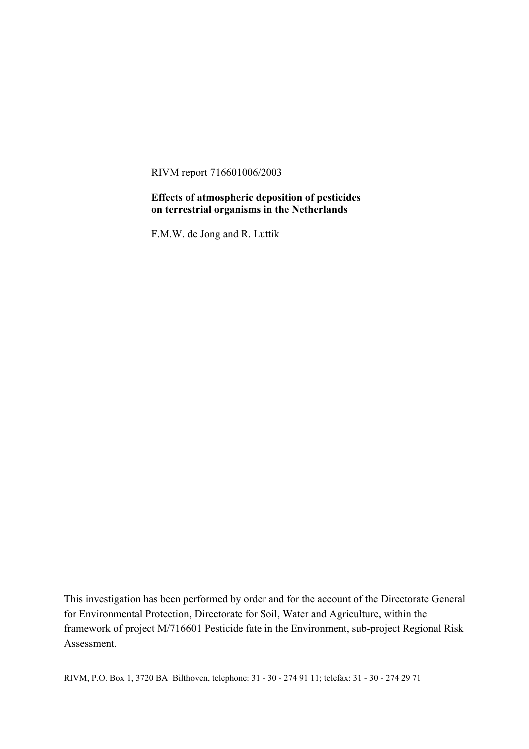RIVM report 716601006/2003

**Effects of atmospheric deposition of pesticides on terrestrial organisms in the Netherlands**

F.M.W. de Jong and R. Luttik

This investigation has been performed by order and for the account of the Directorate General for Environmental Protection, Directorate for Soil, Water and Agriculture, within the framework of project M/716601 Pesticide fate in the Environment, sub-project Regional Risk Assessment.

RIVM, P.O. Box 1, 3720 BA Bilthoven, telephone: 31 - 30 - 274 91 11; telefax: 31 - 30 - 274 29 71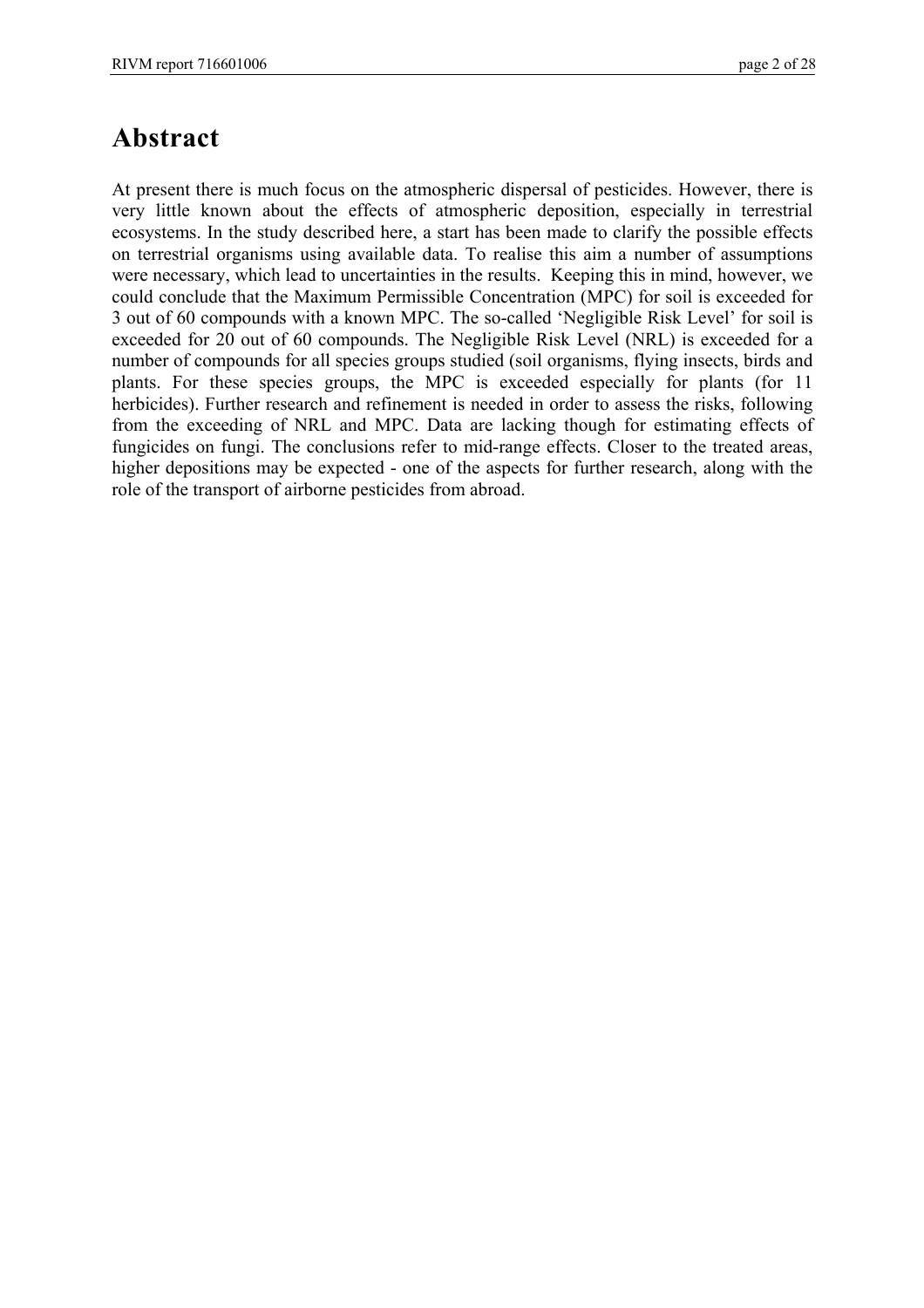# Abstract

At present there is much focus on the atmospheric dispersal of pesticides. However, there is very little known about the effects of atmospheric deposition, especially in terrestrial ecosystems. In the study described here, a start has been made to clarify the possible effects on terrestrial organisms using available data. To realise this aim a number of assumptions were necessary, which lead to uncertainties in the results. Keeping this in mind, however, we could conclude that the Maximum Permissible Concentration (MPC) for soil is exceeded for 3 out of 60 compounds with a known MPC. The so-called 'Negligible Risk Level' for soil is exceeded for 20 out of 60 compounds. The Negligible Risk Level (NRL) is exceeded for a number of compounds for all species groups studied (soil organisms, flying insects, birds and plants. For these species groups, the MPC is exceeded especially for plants (for 11 herbicides). Further research and refinement is needed in order to assess the risks, following from the exceeding of NRL and MPC. Data are lacking though for estimating effects of fungicides on fungi. The conclusions refer to mid-range effects. Closer to the treated areas, higher depositions may be expected - one of the aspects for further research, along with the role of the transport of airborne pesticides from abroad.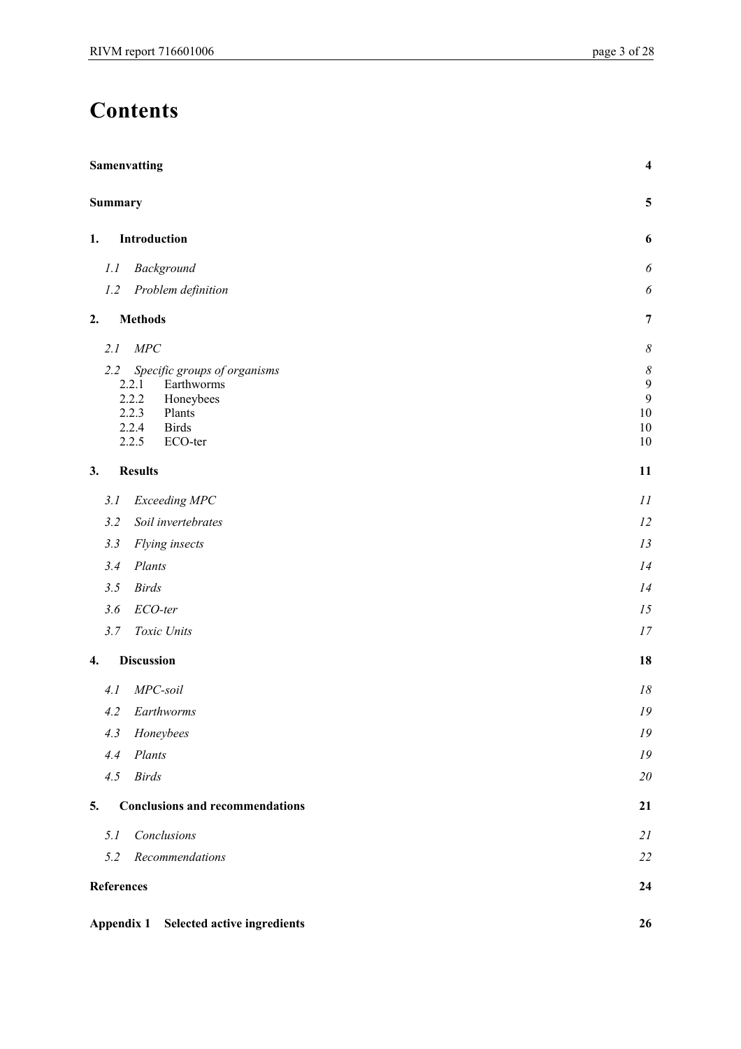# Contents

**Samenvatting** **4**

**Summary** **5**

**1. Introduction** **6**

*1.1 Background* *6*

*1.2 Problem definition* *6*

**2. Methods** **7**

*2.1 MPC* *8*

*2.2 Specific groups of organisms* *8*

2.2.1 Earthworms 9

2.2.2 Honeybees 9

2.2.3 Plants 10

2.2.4 Birds 10

2.2.5 ECO-ter 10

**3. Results** **11**

*3.1 Exceeding MPC* *11*

*3.2 Soil invertebrates* *12*

*3.3 Flying insects* *13*

*3.4 Plants* *14*

*3.5 Birds* *14*

*3.6 ECO-ter* *15*

*3.7 Toxic Units* *17*

**4. Discussion** **18**

*4.1 MPC-soil* *18*

*4.2 Earthworms* *19*

*4.3 Honeybees* *19*

*4.4 Plants* *19*

*4.5 Birds* *20*

**5. Conclusions and recommendations** **21**

*5.1 Conclusions* *21*

*5.2 Recommendations* *22*

**References** **24**

**Appendix 1 Selected active ingredients** **26**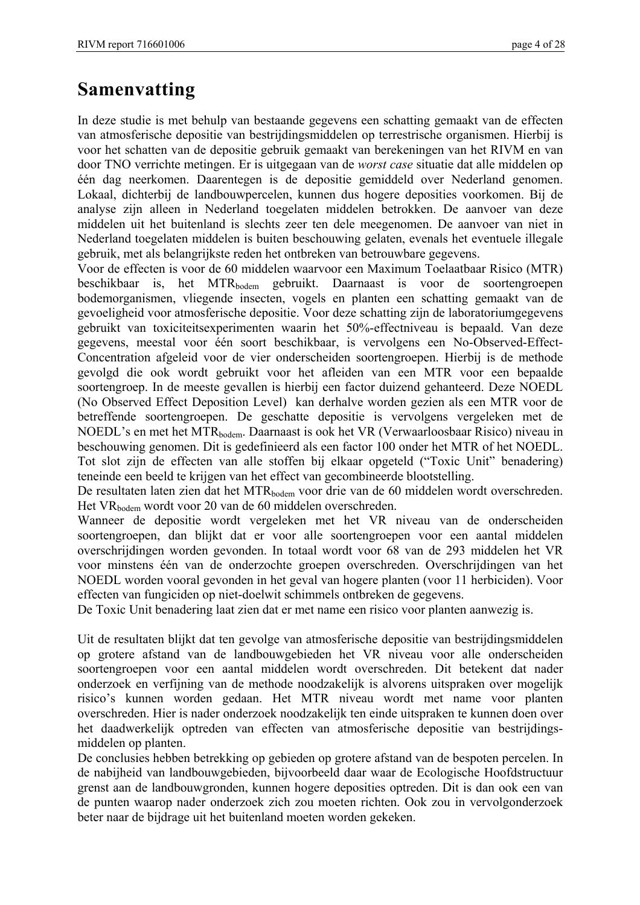# Samenvatting

In deze studie is met behulp van bestaande gegevens een schatting gemaakt van de effecten van atmosferische depositie van bestrijdingsmiddelen op terrestrische organismen. Hierbij is voor het schatten van de depositie gebruik gemaakt van berekeningen van het RIVM en van door TNO verrichte metingen. Er is uitgegaan van de *worst case* situatie dat alle middelen op één dag neerkomen. Daarentegen is de depositie gemiddeld over Nederland genomen. Lokaal, dichterbij de landbouwpercelen, kunnen dus hogere deposities voorkomen. Bij de analyse zijn alleen in Nederland toegelaten middelen betrokken. De aanvoer van deze middelen uit het buitenland is slechts zeer ten dele meegenomen. De aanvoer van niet in Nederland toegelaten middelen is buiten beschouwing gelaten, evenals het eventuele illegale gebruik, met als belangrijkste reden het ontbreken van betrouwbare gegevens.

Voor de effecten is voor de 60 middelen waarvoor een Maximum Toelaatbaar Risico (MTR) beschikbaar is, het $MTR_{bodem}$ gebruikt. Daarnaast is voor de soortengroepen bodemorganismen, vliegende insecten, vogels en planten een schatting gemaakt van de gevoeligheid voor atmosferische depositie. Voor deze schatting zijn de laboratoriumgegevens gebruikt van toxiciteitsexperimenten waarin het 50%-effectniveau is bepaald. Van deze gegevens, meestal voor één soort beschikbaar, is vervolgens een No-Observed-Effect-Concentration afgeleid voor de vier onderscheiden soortengroepen. Hierbij is de methode gevolgd die ook wordt gebruikt voor het afleiden van een MTR voor een bepaalde soortengroep. In de meeste gevallen is hierbij een factor duizend gehanteerd. Deze NOEDL (No Observed Effect Deposition Level) kan derhalve worden gezien als een MTR voor de betreffende soortengroepen. De geschatte depositie is vervolgens vergeleken met de NOEDL's en met het $MTR_{bodem}$. Daarnaast is ook het VR (Verwaarloosbaar Risico) niveau in beschouwing genomen. Dit is gedefinieerd als een factor 100 onder het MTR of het NOEDL. Tot slot zijn de effecten van alle stoffen bij elkaar opgeteld ("Toxic Unit" benadering) teneinde een beeld te krijgen van het effect van gecombineerde blootstelling.

De resultaten laten zien dat het $MTR_{bodem}$ voor drie van de 60 middelen wordt overschreden. Het $VR_{bodem}$ wordt voor 20 van de 60 middelen overschreden.

Wanneer de depositie wordt vergeleken met het VR niveau van de onderscheiden soortengroepen, dan blijkt dat er voor alle soortengroepen voor een aantal middelen overschrijdingen worden gevonden. In totaal wordt voor 68 van de 293 middelen het VR voor minstens één van de onderzochte groepen overschreden. Overschrijdingen van het NOEDL worden vooral gevonden in het geval van hogere planten (voor 11 herbiciden). Voor effecten van fungiciden op niet-doelwit schimmels ontbreken de gegevens.

De Toxic Unit benadering laat zien dat er met name een risico voor planten aanwezig is.

Uit de resultaten blijkt dat ten gevolge van atmosferische depositie van bestrijdingsmiddelen op grotere afstand van de landbouwgebieden het VR niveau voor alle onderscheiden soortengroepen voor een aantal middelen wordt overschreden. Dit betekent dat nader onderzoek en verfijning van de methode noodzakelijk is alvorens uitspraken over mogelijk risico's kunnen worden gedaan. Het MTR niveau wordt met name voor planten overschreden. Hier is nader onderzoek noodzakelijk ten einde uitspraken te kunnen doen over het daadwerkelijk optreden van effecten van atmosferische depositie van bestrijdingsmiddelen op planten.

De conclusies hebben betrekking op gebieden op grotere afstand van de bespoten percelen. In de nabijheid van landbouwgebieden, bijvoorbeeld daar waar de Ecologische Hoofdstructuur grenst aan de landbouwgronden, kunnen hogere deposities optreden. Dit is dan ook een van de punten waarop nader onderzoek zich zou moeten richten. Ook zou in vervolgonderzoek beter naar de bijdrage uit het buitenland moeten worden gekeken.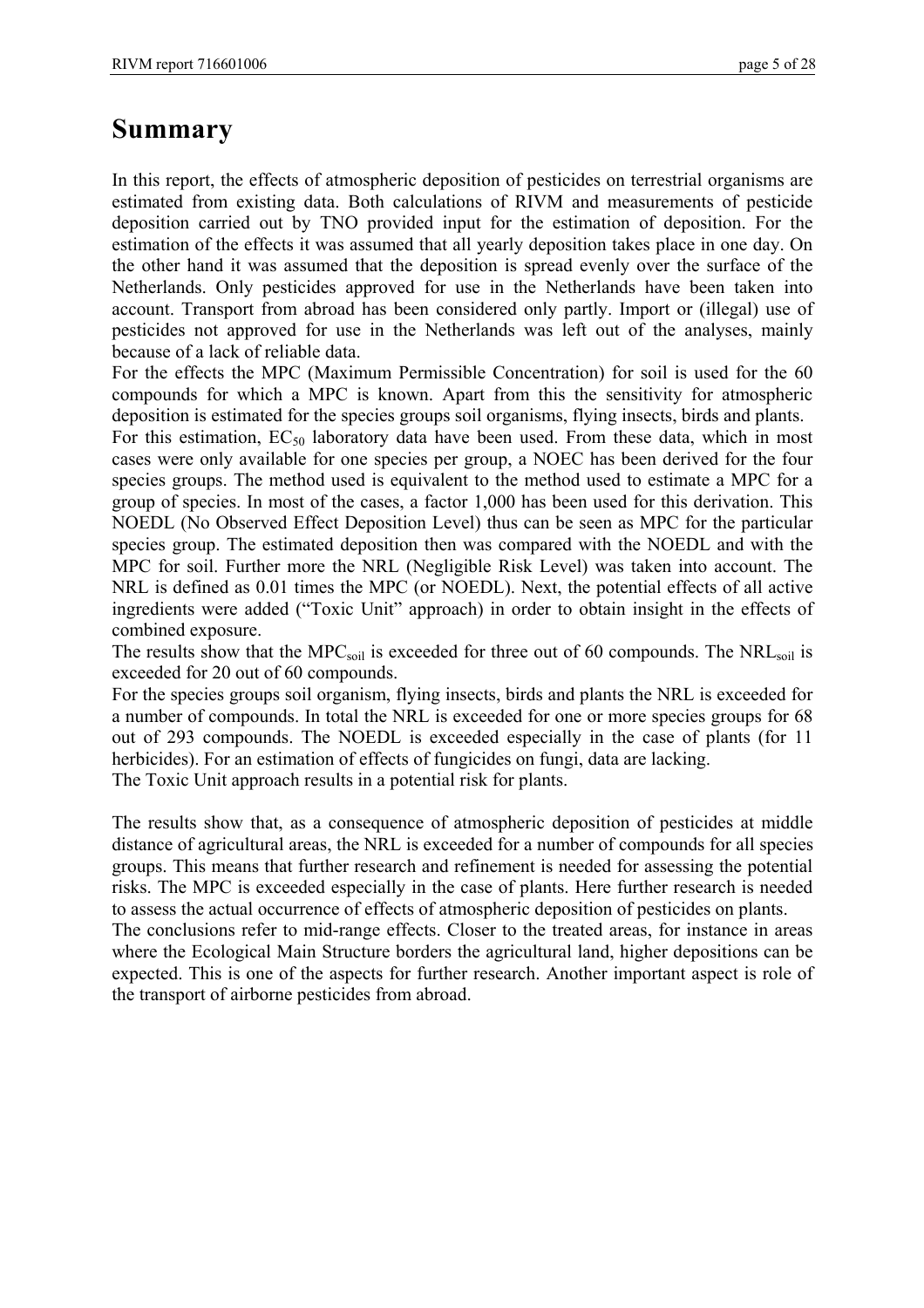# Summary

In this report, the effects of atmospheric deposition of pesticides on terrestrial organisms are estimated from existing data. Both calculations of RIVM and measurements of pesticide deposition carried out by TNO provided input for the estimation of deposition. For the estimation of the effects it was assumed that all yearly deposition takes place in one day. On the other hand it was assumed that the deposition is spread evenly over the surface of the Netherlands. Only pesticides approved for use in the Netherlands have been taken into account. Transport from abroad has been considered only partly. Import or (illegal) use of pesticides not approved for use in the Netherlands was left out of the analyses, mainly because of a lack of reliable data.

For the effects the MPC (Maximum Permissible Concentration) for soil is used for the 60 compounds for which a MPC is known. Apart from this the sensitivity for atmospheric deposition is estimated for the species groups soil organisms, flying insects, birds and plants.

For this estimation, $EC_{50}$ laboratory data have been used. From these data, which in most cases were only available for one species per group, a NOEC has been derived for the four species groups. The method used is equivalent to the method used to estimate a MPC for a group of species. In most of the cases, a factor 1,000 has been used for this derivation. This NOEDL (No Observed Effect Deposition Level) thus can be seen as MPC for the particular species group. The estimated deposition then was compared with the NOEDL and with the MPC for soil. Further more the NRL (Negligible Risk Level) was taken into account. The NRL is defined as 0.01 times the MPC (or NOEDL). Next, the potential effects of all active ingredients were added ("Toxic Unit" approach) in order to obtain insight in the effects of combined exposure.

The results show that the $MPC_{soil}$ is exceeded for three out of 60 compounds. The $NRL_{soil}$ is exceeded for 20 out of 60 compounds.

For the species groups soil organism, flying insects, birds and plants the NRL is exceeded for a number of compounds. In total the NRL is exceeded for one or more species groups for 68 out of 293 compounds. The NOEDL is exceeded especially in the case of plants (for 11 herbicides). For an estimation of effects of fungicides on fungi, data are lacking.

The Toxic Unit approach results in a potential risk for plants.

The results show that, as a consequence of atmospheric deposition of pesticides at middle distance of agricultural areas, the NRL is exceeded for a number of compounds for all species groups. This means that further research and refinement is needed for assessing the potential risks. The MPC is exceeded especially in the case of plants. Here further research is needed to assess the actual occurrence of effects of atmospheric deposition of pesticides on plants.

The conclusions refer to mid-range effects. Closer to the treated areas, for instance in areas where the Ecological Main Structure borders the agricultural land, higher depositions can be expected. This is one of the aspects for further research. Another important aspect is role of the transport of airborne pesticides from abroad.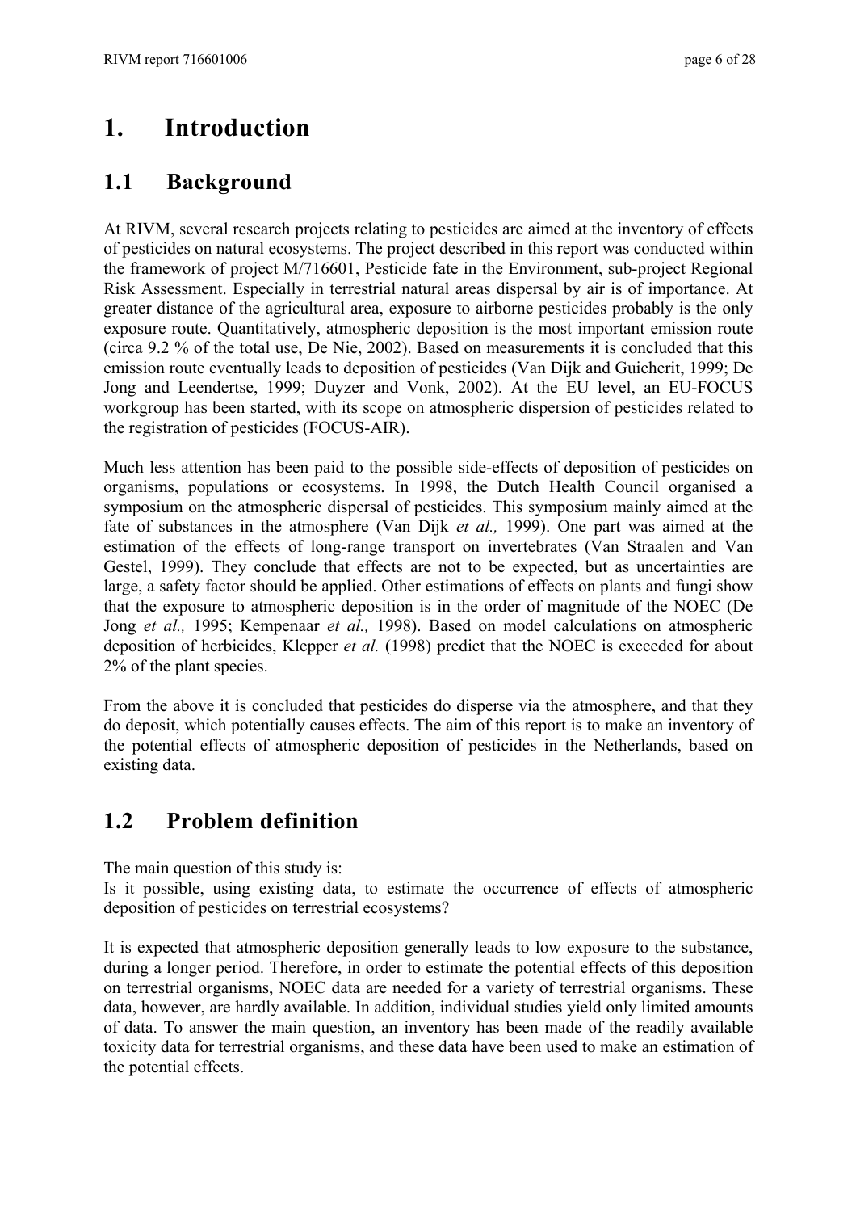# 1. Introduction

## 1.1 Background

At RIVM, several research projects relating to pesticides are aimed at the inventory of effects of pesticides on natural ecosystems. The project described in this report was conducted within the framework of project M/716601, Pesticide fate in the Environment, sub-project Regional Risk Assessment. Especially in terrestrial natural areas dispersal by air is of importance. At greater distance of the agricultural area, exposure to airborne pesticides probably is the only exposure route. Quantitatively, atmospheric deposition is the most important emission route (circa 9.2 % of the total use, De Nie, 2002). Based on measurements it is concluded that this emission route eventually leads to deposition of pesticides (Van Dijk and Guicherit, 1999; De Jong and Leendertse, 1999; Duyzer and Vonk, 2002). At the EU level, an EU-FOCUS workgroup has been started, with its scope on atmospheric dispersion of pesticides related to the registration of pesticides (FOCUS-AIR).

Much less attention has been paid to the possible side-effects of deposition of pesticides on organisms, populations or ecosystems. In 1998, the Dutch Health Council organised a symposium on the atmospheric dispersal of pesticides. This symposium mainly aimed at the fate of substances in the atmosphere (Van Dijk *et al.,* 1999). One part was aimed at the estimation of the effects of long-range transport on invertebrates (Van Straalen and Van Gestel, 1999). They conclude that effects are not to be expected, but as uncertainties are large, a safety factor should be applied. Other estimations of effects on plants and fungi show that the exposure to atmospheric deposition is in the order of magnitude of the NOEC (De Jong *et al.,* 1995; Kempenaar *et al.,* 1998). Based on model calculations on atmospheric deposition of herbicides, Klepper *et al.* (1998) predict that the NOEC is exceeded for about 2% of the plant species.

From the above it is concluded that pesticides do disperse via the atmosphere, and that they do deposit, which potentially causes effects. The aim of this report is to make an inventory of the potential effects of atmospheric deposition of pesticides in the Netherlands, based on existing data.

## 1.2 Problem definition

The main question of this study is:
Is it possible, using existing data, to estimate the occurrence of effects of atmospheric deposition of pesticides on terrestrial ecosystems?

It is expected that atmospheric deposition generally leads to low exposure to the substance, during a longer period. Therefore, in order to estimate the potential effects of this deposition on terrestrial organisms, NOEC data are needed for a variety of terrestrial organisms. These data, however, are hardly available. In addition, individual studies yield only limited amounts of data. To answer the main question, an inventory has been made of the readily available toxicity data for terrestrial organisms, and these data have been used to make an estimation of the potential effects.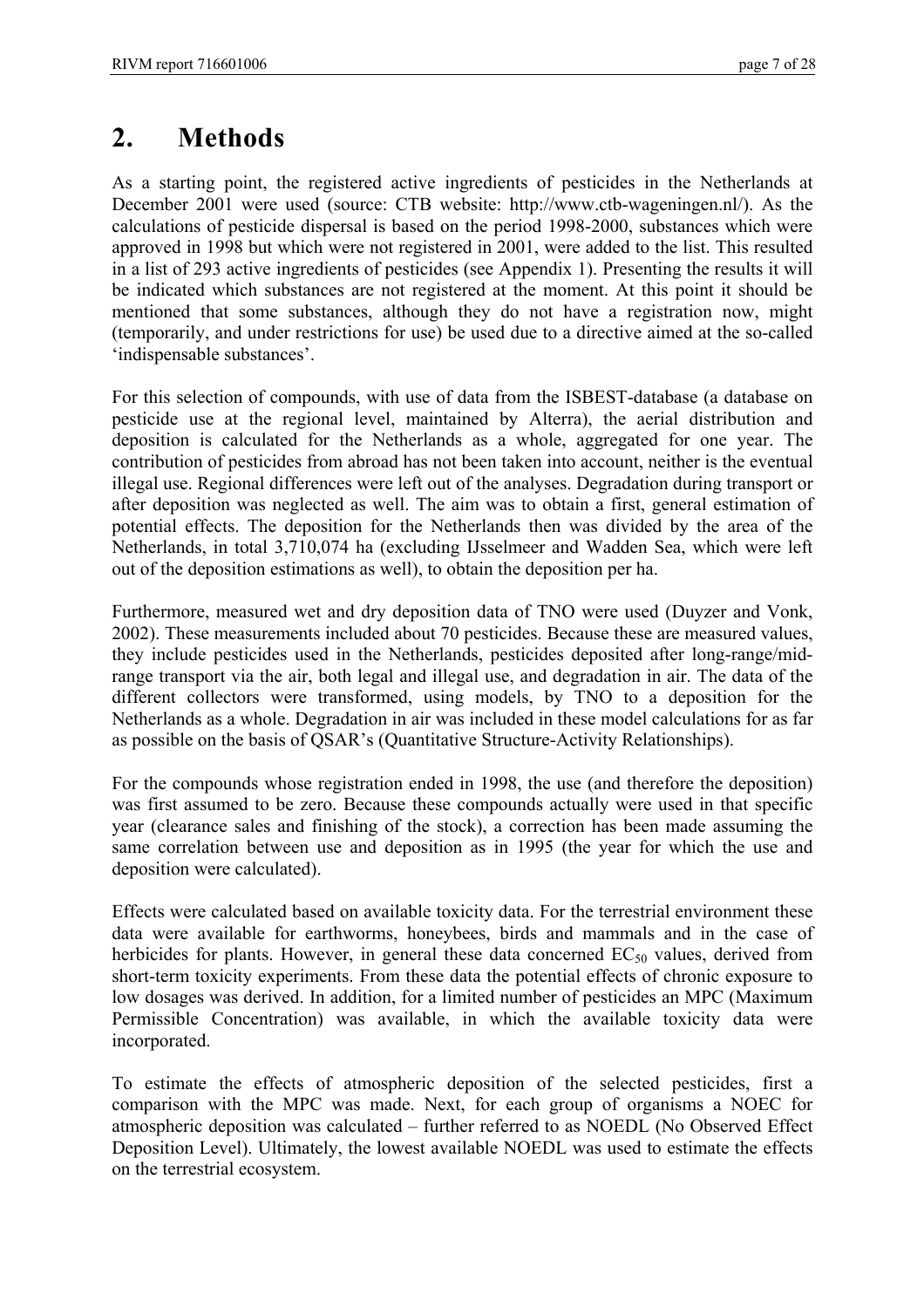# 2. Methods

As a starting point, the registered active ingredients of pesticides in the Netherlands at December 2001 were used (source: CTB website: http://www.ctb-wageningen.nl/). As the calculations of pesticide dispersal is based on the period 1998-2000, substances which were approved in 1998 but which were not registered in 2001, were added to the list. This resulted in a list of 293 active ingredients of pesticides (see Appendix 1). Presenting the results it will be indicated which substances are not registered at the moment. At this point it should be mentioned that some substances, although they do not have a registration now, might (temporarily, and under restrictions for use) be used due to a directive aimed at the so-called 'indispensable substances'.

For this selection of compounds, with use of data from the ISBEST-database (a database on pesticide use at the regional level, maintained by Alterra), the aerial distribution and deposition is calculated for the Netherlands as a whole, aggregated for one year. The contribution of pesticides from abroad has not been taken into account, neither is the eventual illegal use. Regional differences were left out of the analyses. Degradation during transport or after deposition was neglected as well. The aim was to obtain a first, general estimation of potential effects. The deposition for the Netherlands then was divided by the area of the Netherlands, in total 3,710,074 ha (excluding IJsselmeer and Wadden Sea, which were left out of the deposition estimations as well), to obtain the deposition per ha.

Furthermore, measured wet and dry deposition data of TNO were used (Duyzer and Vonk, 2002). These measurements included about 70 pesticides. Because these are measured values, they include pesticides used in the Netherlands, pesticides deposited after long-range/mid-range transport via the air, both legal and illegal use, and degradation in air. The data of the different collectors were transformed, using models, by TNO to a deposition for the Netherlands as a whole. Degradation in air was included in these model calculations for as far as possible on the basis of QSAR's (Quantitative Structure-Activity Relationships).

For the compounds whose registration ended in 1998, the use (and therefore the deposition) was first assumed to be zero. Because these compounds actually were used in that specific year (clearance sales and finishing of the stock), a correction has been made assuming the same correlation between use and deposition as in 1995 (the year for which the use and deposition were calculated).

Effects were calculated based on available toxicity data. For the terrestrial environment these data were available for earthworms, honeybees, birds and mammals and in the case of herbicides for plants. However, in general these data concerned $EC_{50}$ values, derived from short-term toxicity experiments. From these data the potential effects of chronic exposure to low dosages was derived. In addition, for a limited number of pesticides an MPC (Maximum Permissible Concentration) was available, in which the available toxicity data were incorporated.

To estimate the effects of atmospheric deposition of the selected pesticides, first a comparison with the MPC was made. Next, for each group of organisms a NOEC for atmospheric deposition was calculated – further referred to as NOEDL (No Observed Effect Deposition Level). Ultimately, the lowest available NOEDL was used to estimate the effects on the terrestrial ecosystem.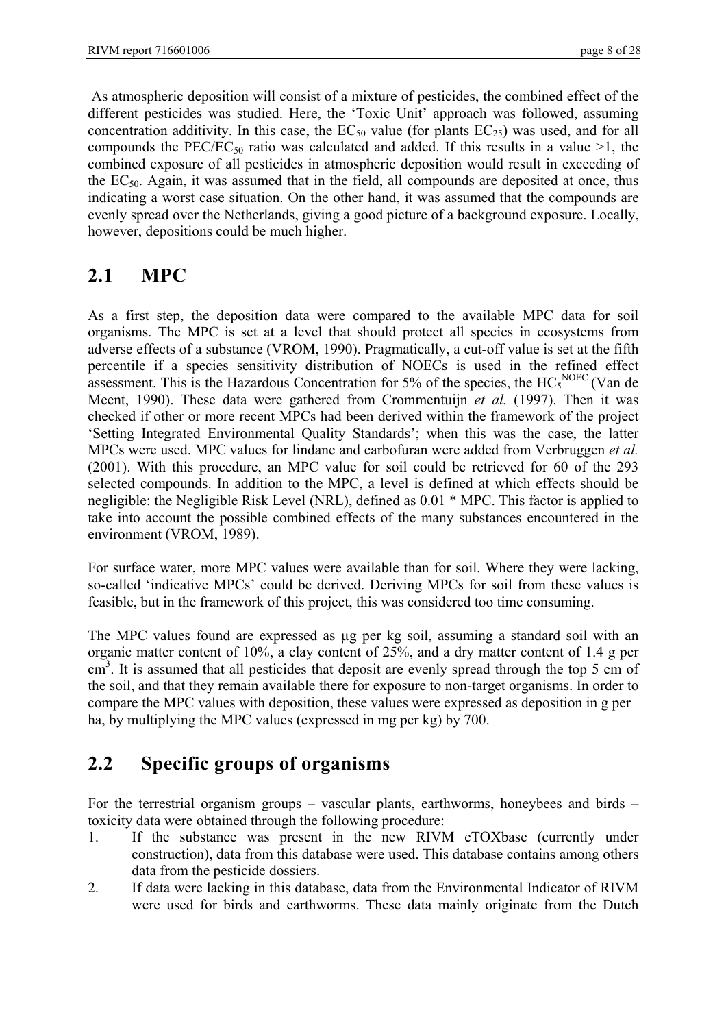As atmospheric deposition will consist of a mixture of pesticides, the combined effect of the different pesticides was studied. Here, the 'Toxic Unit' approach was followed, assuming concentration additivity. In this case, the $EC_{50}$ value (for plants $EC_{25}$) was used, and for all compounds the $PEC/EC_{50}$ ratio was calculated and added. If this results in a value >1, the combined exposure of all pesticides in atmospheric deposition would result in exceeding of the $EC_{50}$. Again, it was assumed that in the field, all compounds are deposited at once, thus indicating a worst case situation. On the other hand, it was assumed that the compounds are evenly spread over the Netherlands, giving a good picture of a background exposure. Locally, however, depositions could be much higher.

## 2.1 MPC

As a first step, the deposition data were compared to the available MPC data for soil organisms. The MPC is set at a level that should protect all species in ecosystems from adverse effects of a substance (VROM, 1990). Pragmatically, a cut-off value is set at the fifth percentile if a species sensitivity distribution of NOECs is used in the refined effect assessment. This is the Hazardous Concentration for 5% of the species, the $HC_5^{NOEC}$ (Van de Meent, 1990). These data were gathered from Crommentuijn *et al.* (1997). Then it was checked if other or more recent MPCs had been derived within the framework of the project 'Setting Integrated Environmental Quality Standards'; when this was the case, the latter MPCs were used. MPC values for lindane and carbofuran were added from Verbruggen *et al.* (2001). With this procedure, an MPC value for soil could be retrieved for 60 of the 293 selected compounds. In addition to the MPC, a level is defined at which effects should be negligible: the Negligible Risk Level (NRL), defined as 0.01 * MPC. This factor is applied to take into account the possible combined effects of the many substances encountered in the environment (VROM, 1989).

For surface water, more MPC values were available than for soil. Where they were lacking, so-called 'indicative MPCs' could be derived. Deriving MPCs for soil from these values is feasible, but in the framework of this project, this was considered too time consuming.

The MPC values found are expressed as µg per kg soil, assuming a standard soil with an organic matter content of 10%, a clay content of 25%, and a dry matter content of 1.4 g per $cm^3$. It is assumed that all pesticides that deposit are evenly spread through the top 5 cm of the soil, and that they remain available there for exposure to non-target organisms. In order to compare the MPC values with deposition, these values were expressed as deposition in g per ha, by multiplying the MPC values (expressed in mg per kg) by 700.

## 2.2 Specific groups of organisms

For the terrestrial organism groups – vascular plants, earthworms, honeybees and birds – toxicity data were obtained through the following procedure:

1. If the substance was present in the new RIVM eTOXbase (currently under construction), data from this database were used. This database contains among others data from the pesticide dossiers.
2. If data were lacking in this database, data from the Environmental Indicator of RIVM were used for birds and earthworms. These data mainly originate from the Dutch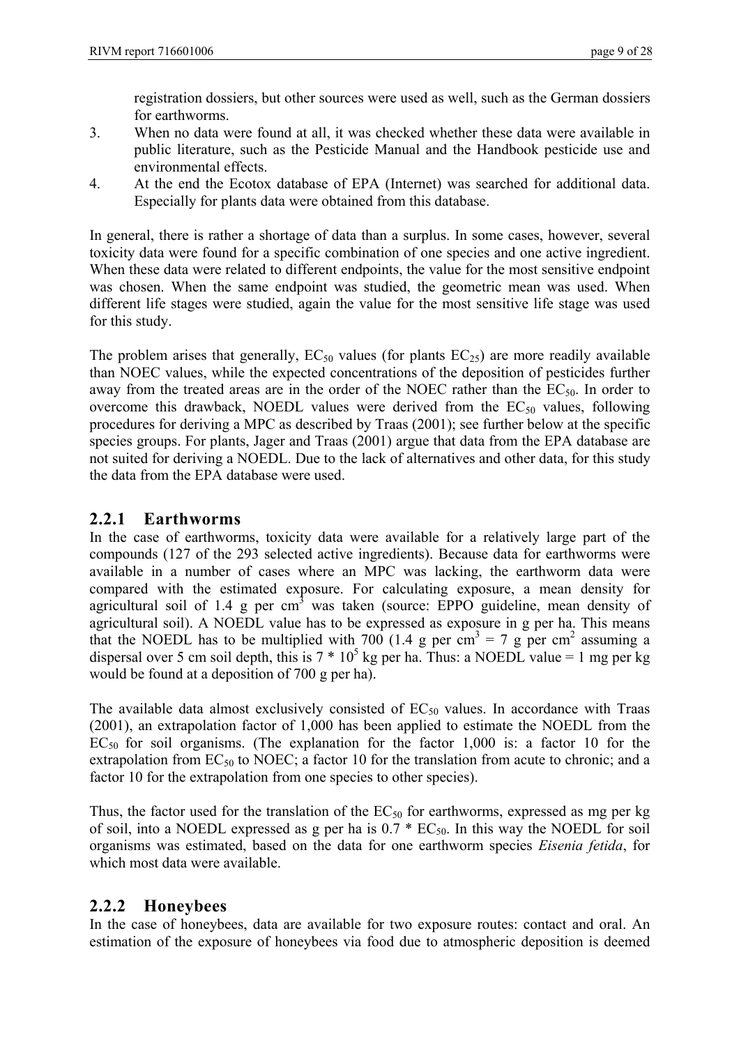registration dossiers, but other sources were used as well, such as the German dossiers for earthworms.

3. When no data were found at all, it was checked whether these data were available in public literature, such as the Pesticide Manual and the Handbook pesticide use and environmental effects.
4. At the end the Ecotox database of EPA (Internet) was searched for additional data. Especially for plants data were obtained from this database.

In general, there is rather a shortage of data than a surplus. In some cases, however, several toxicity data were found for a specific combination of one species and one active ingredient. When these data were related to different endpoints, the value for the most sensitive endpoint was chosen. When the same endpoint was studied, the geometric mean was used. When different life stages were studied, again the value for the most sensitive life stage was used for this study.

The problem arises that generally, $EC_{50}$ values (for plants $EC_{25}$) are more readily available than NOEC values, while the expected concentrations of the deposition of pesticides further away from the treated areas are in the order of the NOEC rather than the $EC_{50}$. In order to overcome this drawback, NOEDL values were derived from the $EC_{50}$ values, following procedures for deriving a MPC as described by Traas (2001); see further below at the specific species groups. For plants, Jager and Traas (2001) argue that data from the EPA database are not suited for deriving a NOEDL. Due to the lack of alternatives and other data, for this study the data from the EPA database were used.

## 2.2.1 Earthworms

In the case of earthworms, toxicity data were available for a relatively large part of the compounds (127 of the 293 selected active ingredients). Because data for earthworms were available in a number of cases where an MPC was lacking, the earthworm data were compared with the estimated exposure. For calculating exposure, a mean density for agricultural soil of 1.4 g per $cm^3$ was taken (source: EPPO guideline, mean density of agricultural soil). A NOEDL value has to be expressed as exposure in g per ha. This means that the NOEDL has to be multiplied with 700 (1.4 g per $cm^3$ = 7 g per $cm^2$ assuming a dispersal over 5 cm soil depth, this is $7 * 10^5$ kg per ha. Thus: a NOEDL value = 1 mg per kg would be found at a deposition of 700 g per ha).

The available data almost exclusively consisted of $EC_{50}$ values. In accordance with Traas (2001), an extrapolation factor of 1,000 has been applied to estimate the NOEDL from the $EC_{50}$ for soil organisms. (The explanation for the factor 1,000 is: a factor 10 for the extrapolation from $EC_{50}$ to NOEC; a factor 10 for the translation from acute to chronic; and a factor 10 for the extrapolation from one species to other species).

Thus, the factor used for the translation of the $EC_{50}$ for earthworms, expressed as mg per kg of soil, into a NOEDL expressed as g per ha is $0.7 * EC_{50}$. In this way the NOEDL for soil organisms was estimated, based on the data for one earthworm species *Eisenia fetida*, for which most data were available.

## 2.2.2 Honeybees

In the case of honeybees, data are available for two exposure routes: contact and oral. An estimation of the exposure of honeybees via food due to atmospheric deposition is deemed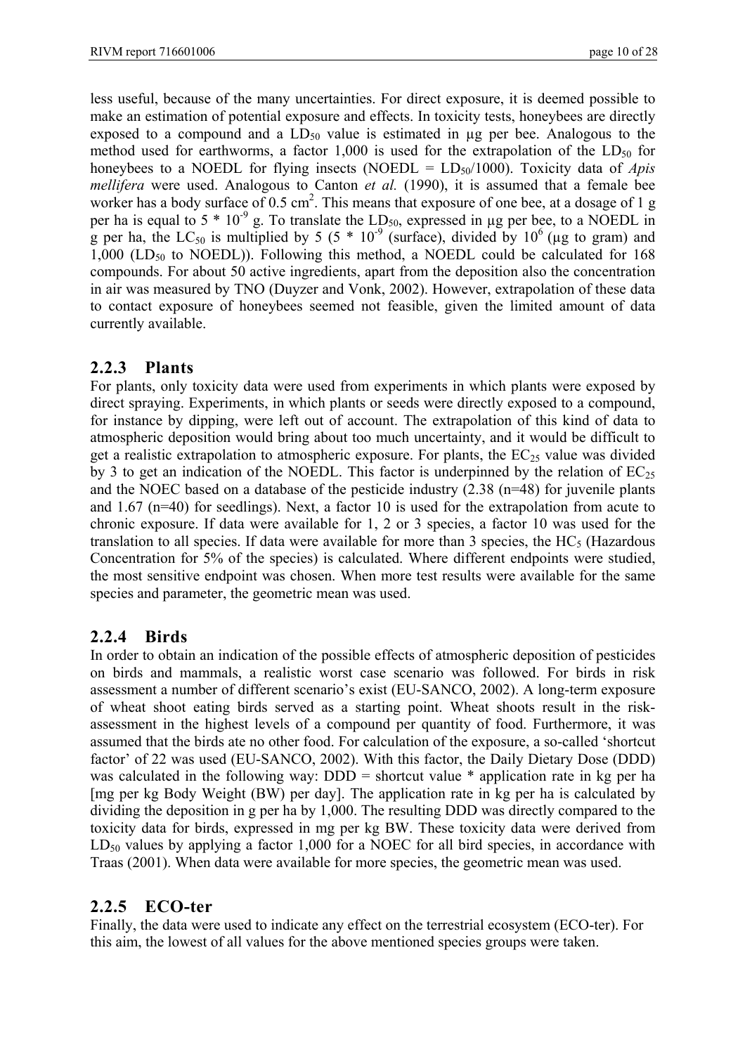less useful, because of the many uncertainties. For direct exposure, it is deemed possible to make an estimation of potential exposure and effects. In toxicity tests, honeybees are directly exposed to a compound and a $LD_{50}$ value is estimated in µg per bee. Analogous to the method used for earthworms, a factor 1,000 is used for the extrapolation of the $LD_{50}$ for honeybees to a NOEDL for flying insects (NOEDL = $LD_{50}$/1000). Toxicity data of *Apis mellifera* were used. Analogous to Canton *et al.* (1990), it is assumed that a female bee worker has a body surface of 0.5 $cm^2$. This means that exposure of one bee, at a dosage of 1 g per ha is equal to $5 * 10^{-9}$ g. To translate the $LD_{50}$, expressed in µg per bee, to a NOEDL in g per ha, the $LC_{50}$ is multiplied by 5 ($5 * 10^{-9}$ (surface), divided by $10^6$ (µg to gram) and 1,000 ($LD_{50}$ to NOEDL)). Following this method, a NOEDL could be calculated for 168 compounds. For about 50 active ingredients, apart from the deposition also the concentration in air was measured by TNO (Duyzer and Vonk, 2002). However, extrapolation of these data to contact exposure of honeybees seemed not feasible, given the limited amount of data currently available.

### 2.2.3 Plants

For plants, only toxicity data were used from experiments in which plants were exposed by direct spraying. Experiments, in which plants or seeds were directly exposed to a compound, for instance by dipping, were left out of account. The extrapolation of this kind of data to atmospheric deposition would bring about too much uncertainty, and it would be difficult to get a realistic extrapolation to atmospheric exposure. For plants, the $EC_{25}$ value was divided by 3 to get an indication of the NOEDL. This factor is underpinned by the relation of $EC_{25}$ and the NOEC based on a database of the pesticide industry (2.38 (n=48) for juvenile plants and 1.67 (n=40) for seedlings). Next, a factor 10 is used for the extrapolation from acute to chronic exposure. If data were available for 1, 2 or 3 species, a factor 10 was used for the translation to all species. If data were available for more than 3 species, the $HC_5$ (Hazardous Concentration for 5% of the species) is calculated. Where different endpoints were studied, the most sensitive endpoint was chosen. When more test results were available for the same species and parameter, the geometric mean was used.

### 2.2.4 Birds

In order to obtain an indication of the possible effects of atmospheric deposition of pesticides on birds and mammals, a realistic worst case scenario was followed. For birds in risk assessment a number of different scenario's exist (EU-SANCO, 2002). A long-term exposure of wheat shoot eating birds served as a starting point. Wheat shoots result in the risk-assessment in the highest levels of a compound per quantity of food. Furthermore, it was assumed that the birds ate no other food. For calculation of the exposure, a so-called 'shortcut factor' of 22 was used (EU-SANCO, 2002). With this factor, the Daily Dietary Dose (DDD) was calculated in the following way: DDD = shortcut value * application rate in kg per ha [mg per kg Body Weight (BW) per day]. The application rate in kg per ha is calculated by dividing the deposition in g per ha by 1,000. The resulting DDD was directly compared to the toxicity data for birds, expressed in mg per kg BW. These toxicity data were derived from $LD_{50}$ values by applying a factor 1,000 for a NOEC for all bird species, in accordance with Traas (2001). When data were available for more species, the geometric mean was used.

### 2.2.5 ECO-ter

Finally, the data were used to indicate any effect on the terrestrial ecosystem (ECO-ter). For this aim, the lowest of all values for the above mentioned species groups were taken.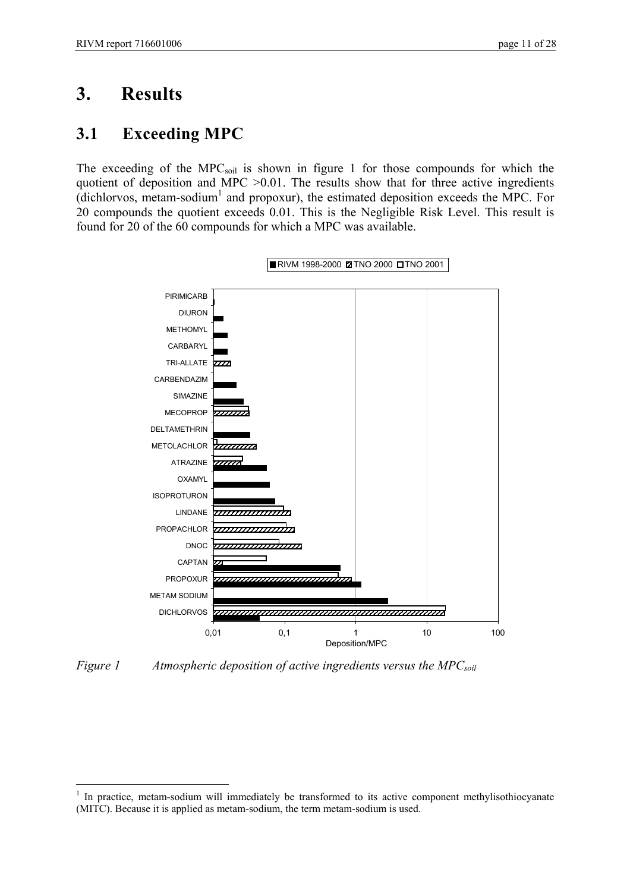# 3. Results

## 3.1 Exceeding MPC

The exceeding of the $MPC_{soil}$ is shown in figure 1 for those compounds for which the quotient of deposition and MPC >0.01. The results show that for three active ingredients (dichlorvos, metam-sodium[1] and propoxur), the estimated deposition exceeds the MPC. For 20 compounds the quotient exceeds 0.01. This is the Negligible Risk Level. This result is found for 20 of the 60 compounds for which a MPC was available.

*Figure 1 Atmospheric deposition of active ingredients versus the $MPC_{soil}$*

[1] In practice, metam-sodium will immediately be transformed to its active component methylisothiocyanate (MITC). Because it is applied as metam-sodium, the term metam-sodium is used.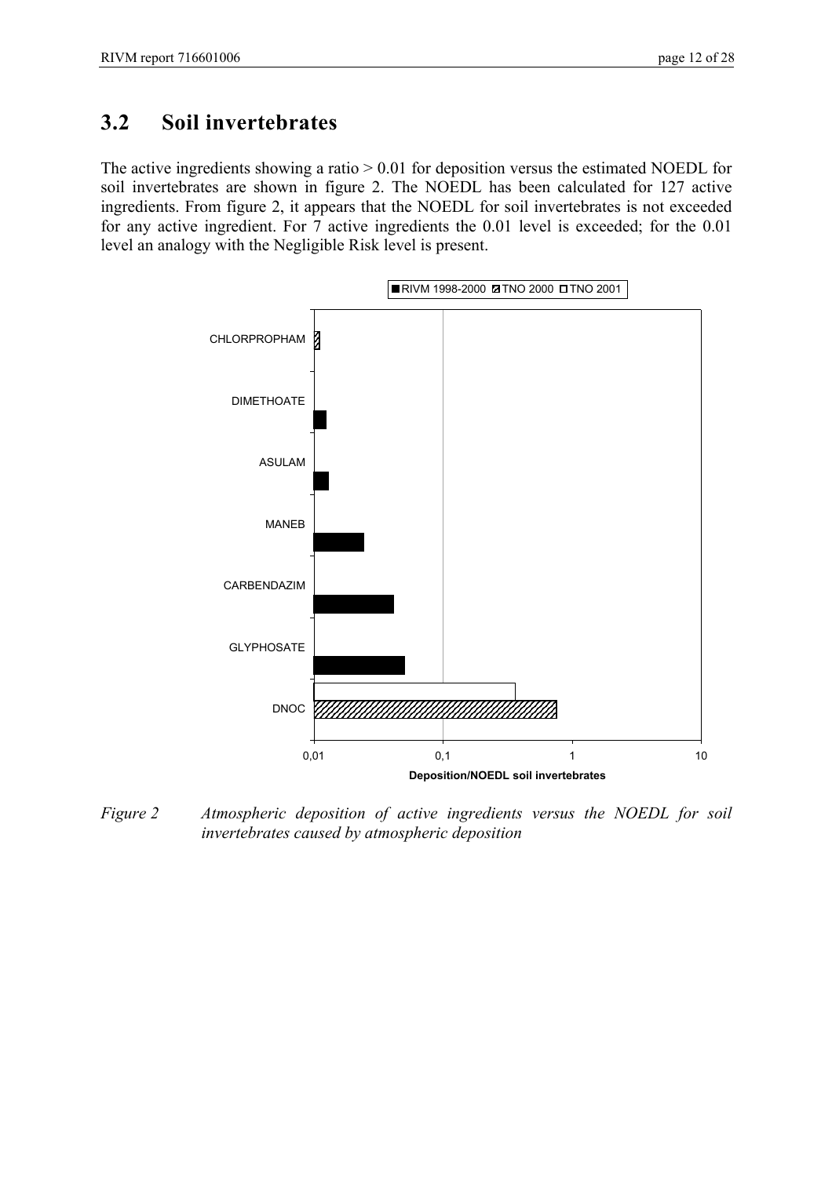## 3.2 Soil invertebrates

The active ingredients showing a ratio > 0.01 for deposition versus the estimated NOEDL for soil invertebrates are shown in figure 2. The NOEDL has been calculated for 127 active ingredients. From figure 2, it appears that the NOEDL for soil invertebrates is not exceeded for any active ingredient. For 7 active ingredients the 0.01 level is exceeded; for the 0.01 level an analogy with the Negligible Risk level is present.

*Figure 2 Atmospheric deposition of active ingredients versus the NOEDL for soil invertebrates caused by atmospheric deposition*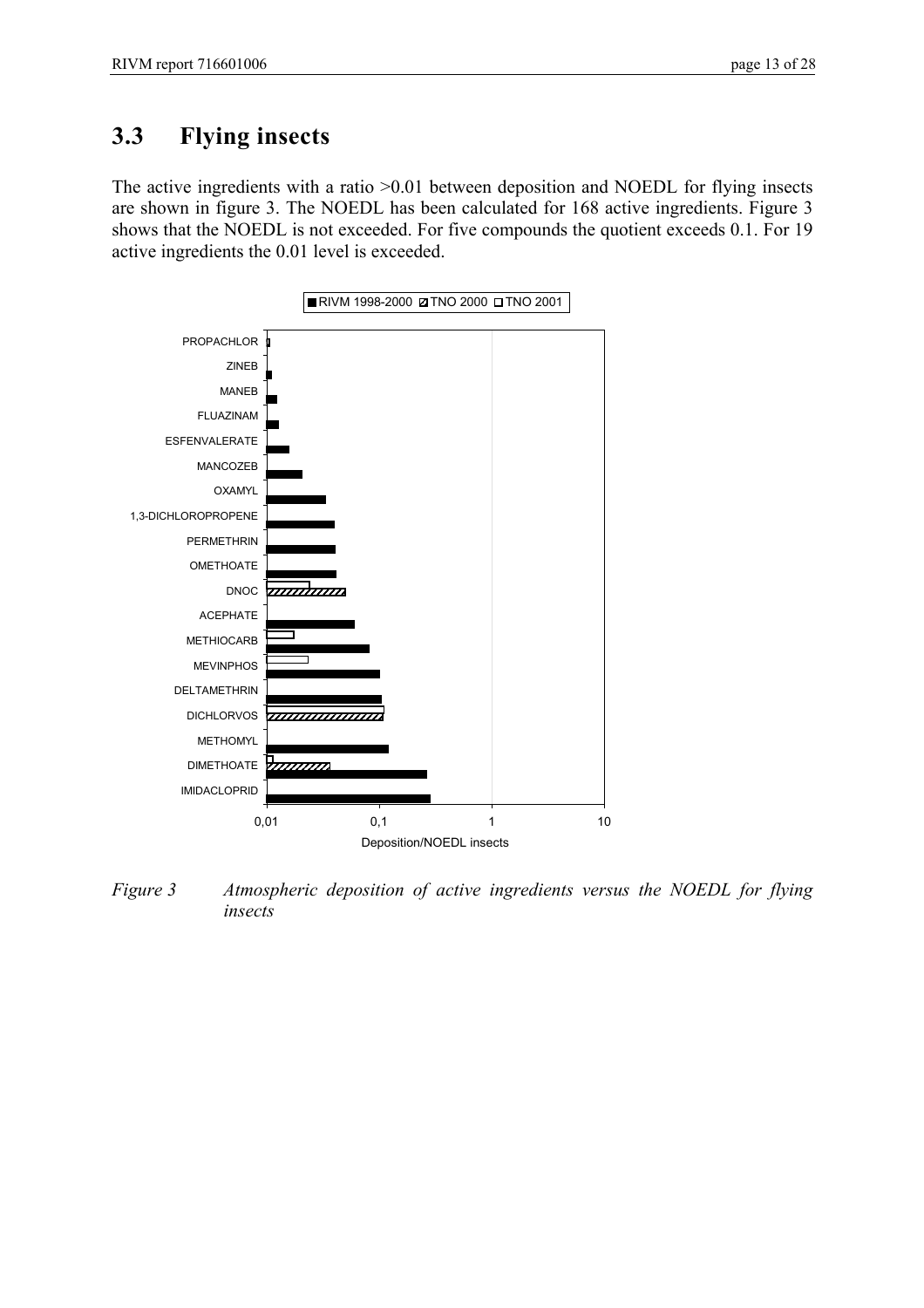## 3.3 Flying insects

The active ingredients with a ratio >0.01 between deposition and NOEDL for flying insects are shown in figure 3. The NOEDL has been calculated for 168 active ingredients. Figure 3 shows that the NOEDL is not exceeded. For five compounds the quotient exceeds 0.1. For 19 active ingredients the 0.01 level is exceeded.

*Figure 3 Atmospheric deposition of active ingredients versus the NOEDL for flying insects*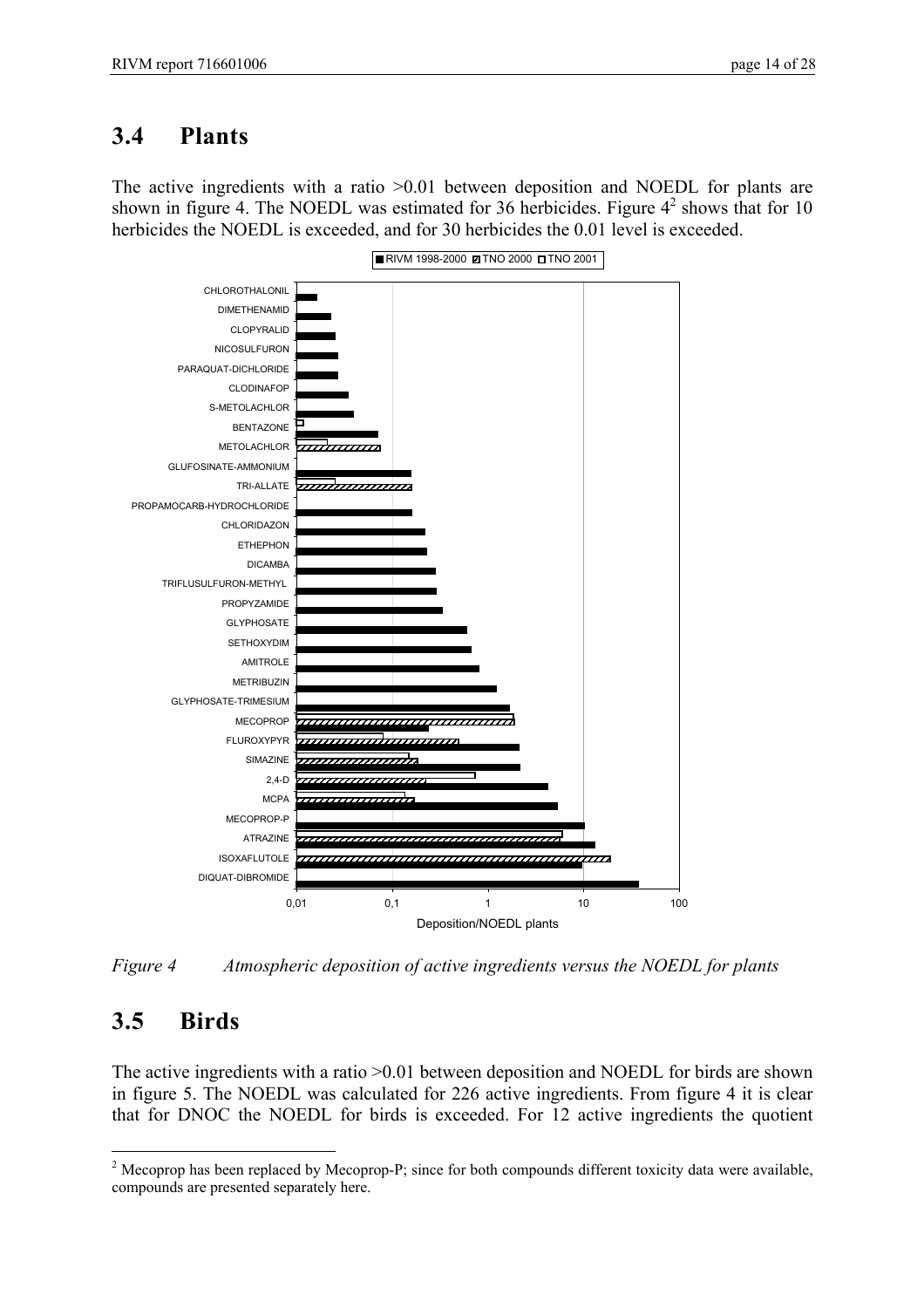## 3.4 Plants

The active ingredients with a ratio >0.01 between deposition and NOEDL for plants are shown in figure 4. The NOEDL was estimated for 36 herbicides. Figure 4[2] shows that for 10 herbicides the NOEDL is exceeded, and for 30 herbicides the 0.01 level is exceeded.

*Figure 4 Atmospheric deposition of active ingredients versus the NOEDL for plants*

## 3.5 Birds

The active ingredients with a ratio >0.01 between deposition and NOEDL for birds are shown in figure 5. The NOEDL was calculated for 226 active ingredients. From figure 4 it is clear that for DNOC the NOEDL for birds is exceeded. For 12 active ingredients the quotient

[2] Mecoprop has been replaced by Mecoprop-P; since for both compounds different toxicity data were available, compounds are presented separately here.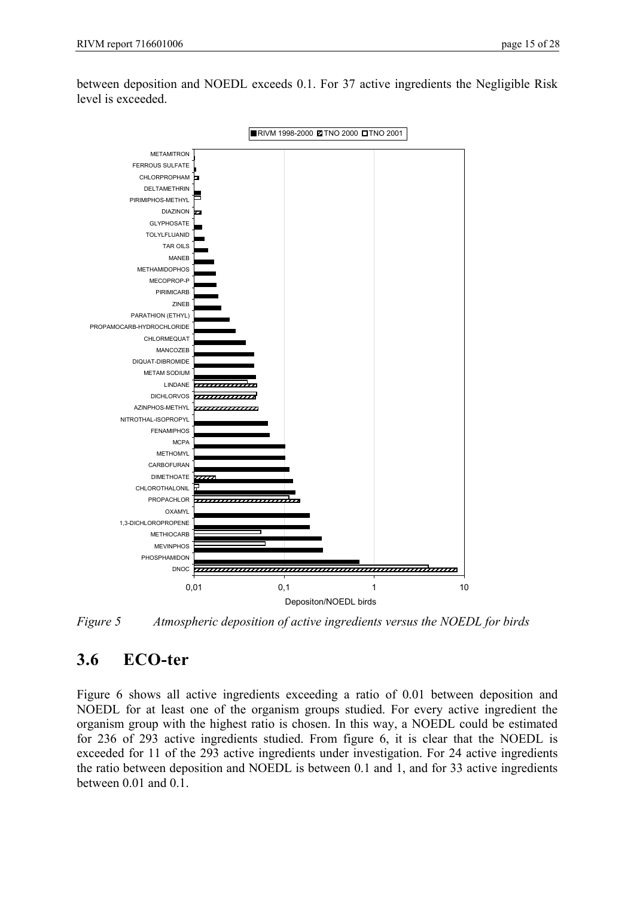between deposition and NOEDL exceeds 0.1. For 37 active ingredients the Negligible Risk level is exceeded.

*Figure 5 Atmospheric deposition of active ingredients versus the NOEDL for birds*

## 3.6 ECO-ter

Figure 6 shows all active ingredients exceeding a ratio of 0.01 between deposition and NOEDL for at least one of the organism groups studied. For every active ingredient the organism group with the highest ratio is chosen. In this way, a NOEDL could be estimated for 236 of 293 active ingredients studied. From figure 6, it is clear that the NOEDL is exceeded for 11 of the 293 active ingredients under investigation. For 24 active ingredients the ratio between deposition and NOEDL is between 0.1 and 1, and for 33 active ingredients between 0.01 and 0.1.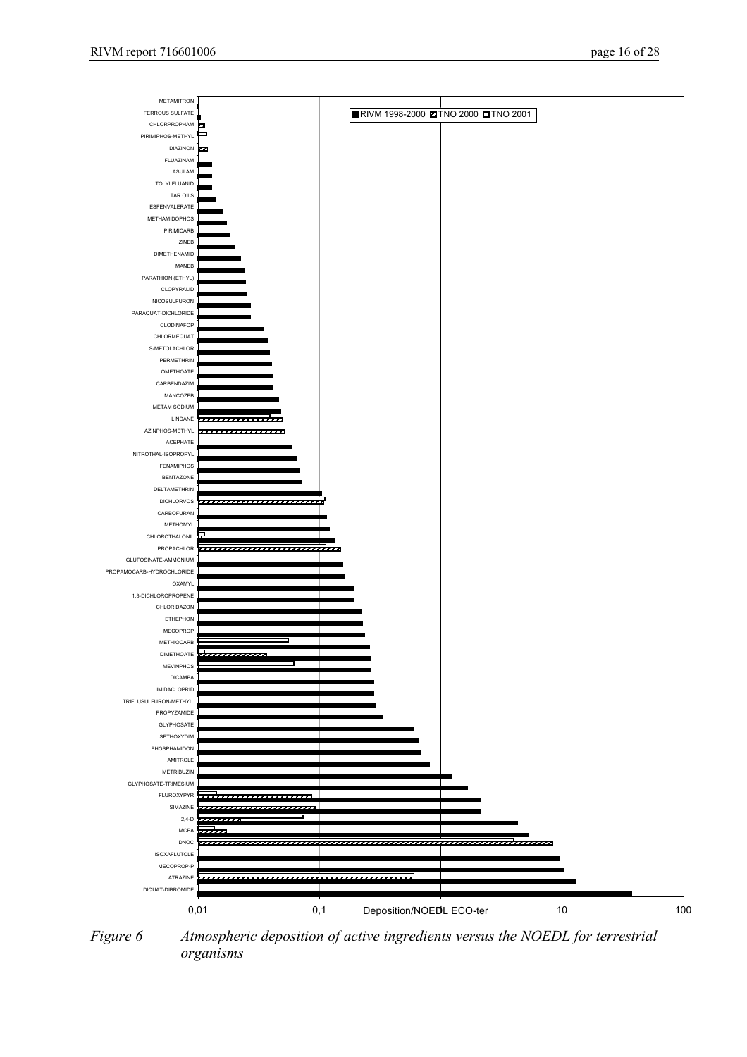*Figure 6 Atmospheric deposition of active ingredients versus the NOEDL for terrestrial organisms*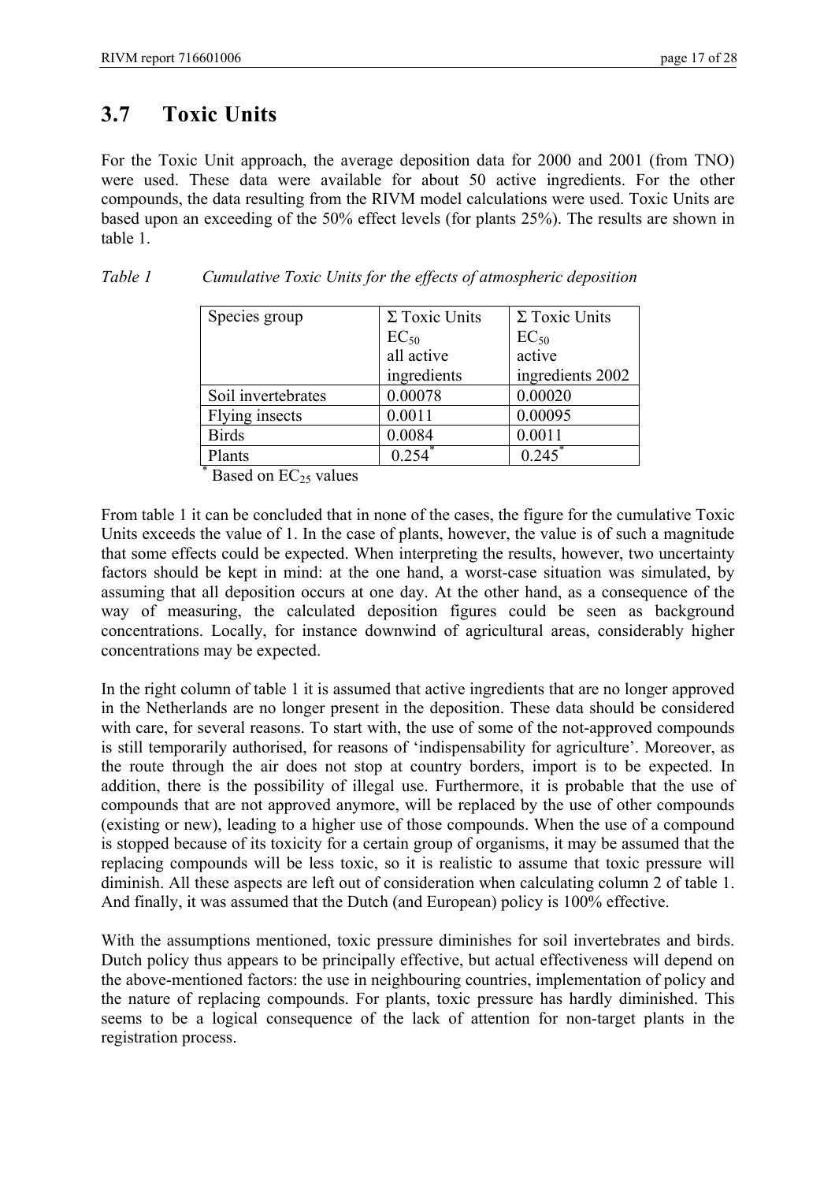## 3.7 Toxic Units

For the Toxic Unit approach, the average deposition data for 2000 and 2001 (from TNO) were used. These data were available for about 50 active ingredients. For the other compounds, the data resulting from the RIVM model calculations were used. Toxic Units are based upon an exceeding of the 50% effect levels (for plants 25%). The results are shown in table 1.

*Table 1 Cumulative Toxic Units for the effects of atmospheric deposition*

| Species group | Σ Toxic Units $EC_{50}$ all active ingredients | Σ Toxic Units $EC_{50}$ active ingredients 2002 |
|---|---|---|
| Soil invertebrates | 0.00078 | 0.00020 |
| Flying insects | 0.0011 | 0.00095 |
| Birds | 0.0084 | 0.0011 |
| Plants | 0.254* | 0.245* |

\* Based on $EC_{25}$ values

From table 1 it can be concluded that in none of the cases, the figure for the cumulative Toxic Units exceeds the value of 1. In the case of plants, however, the value is of such a magnitude that some effects could be expected. When interpreting the results, however, two uncertainty factors should be kept in mind: at the one hand, a worst-case situation was simulated, by assuming that all deposition occurs at one day. At the other hand, as a consequence of the way of measuring, the calculated deposition figures could be seen as background concentrations. Locally, for instance downwind of agricultural areas, considerably higher concentrations may be expected.

In the right column of table 1 it is assumed that active ingredients that are no longer approved in the Netherlands are no longer present in the deposition. These data should be considered with care, for several reasons. To start with, the use of some of the not-approved compounds is still temporarily authorised, for reasons of 'indispensability for agriculture'. Moreover, as the route through the air does not stop at country borders, import is to be expected. In addition, there is the possibility of illegal use. Furthermore, it is probable that the use of compounds that are not approved anymore, will be replaced by the use of other compounds (existing or new), leading to a higher use of those compounds. When the use of a compound is stopped because of its toxicity for a certain group of organisms, it may be assumed that the replacing compounds will be less toxic, so it is realistic to assume that toxic pressure will diminish. All these aspects are left out of consideration when calculating column 2 of table 1. And finally, it was assumed that the Dutch (and European) policy is 100% effective.

With the assumptions mentioned, toxic pressure diminishes for soil invertebrates and birds. Dutch policy thus appears to be principally effective, but actual effectiveness will depend on the above-mentioned factors: the use in neighbouring countries, implementation of policy and the nature of replacing compounds. For plants, toxic pressure has hardly diminished. This seems to be a logical consequence of the lack of attention for non-target plants in the registration process.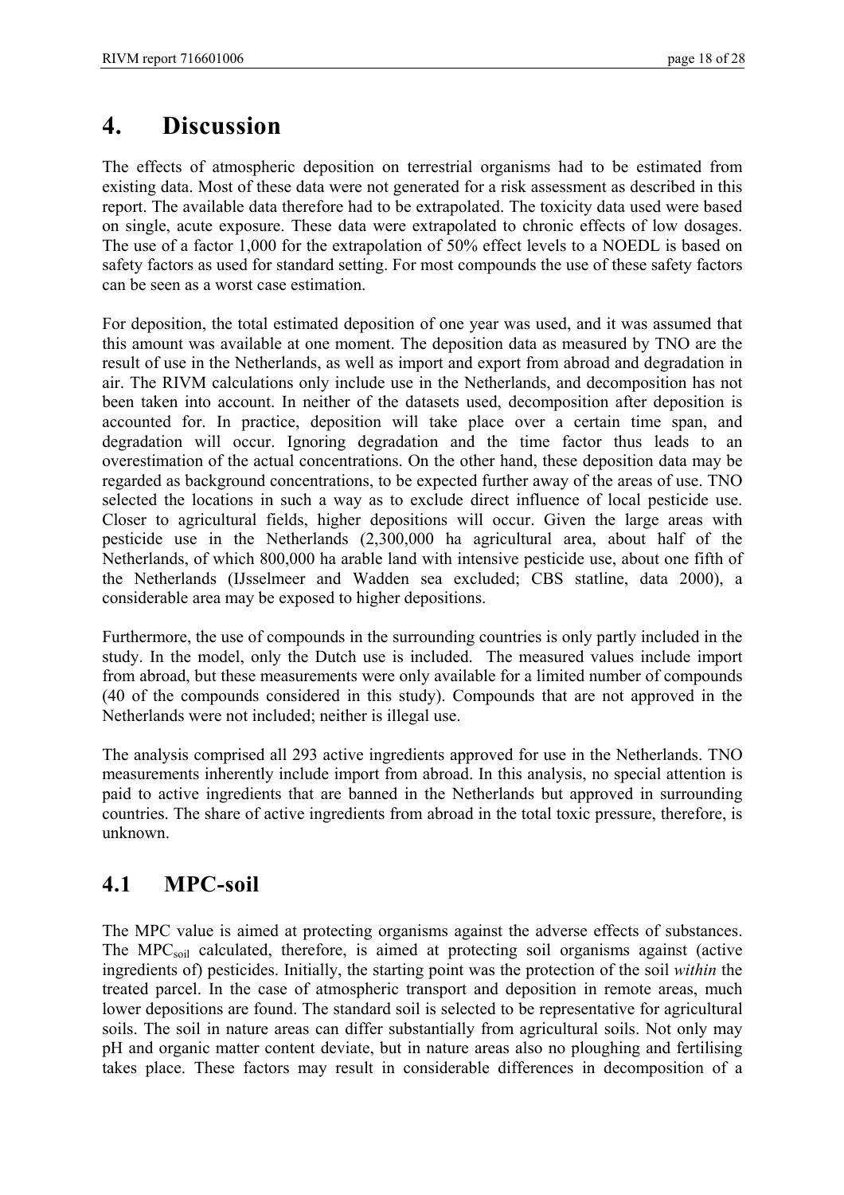# 4. Discussion

The effects of atmospheric deposition on terrestrial organisms had to be estimated from existing data. Most of these data were not generated for a risk assessment as described in this report. The available data therefore had to be extrapolated. The toxicity data used were based on single, acute exposure. These data were extrapolated to chronic effects of low dosages. The use of a factor 1,000 for the extrapolation of 50% effect levels to a NOEDL is based on safety factors as used for standard setting. For most compounds the use of these safety factors can be seen as a worst case estimation.

For deposition, the total estimated deposition of one year was used, and it was assumed that this amount was available at one moment. The deposition data as measured by TNO are the result of use in the Netherlands, as well as import and export from abroad and degradation in air. The RIVM calculations only include use in the Netherlands, and decomposition has not been taken into account. In neither of the datasets used, decomposition after deposition is accounted for. In practice, deposition will take place over a certain time span, and degradation will occur. Ignoring degradation and the time factor thus leads to an overestimation of the actual concentrations. On the other hand, these deposition data may be regarded as background concentrations, to be expected further away of the areas of use. TNO selected the locations in such a way as to exclude direct influence of local pesticide use. Closer to agricultural fields, higher depositions will occur. Given the large areas with pesticide use in the Netherlands (2,300,000 ha agricultural area, about half of the Netherlands, of which 800,000 ha arable land with intensive pesticide use, about one fifth of the Netherlands (IJsselmeer and Wadden sea excluded; CBS statline, data 2000), a considerable area may be exposed to higher depositions.

Furthermore, the use of compounds in the surrounding countries is only partly included in the study. In the model, only the Dutch use is included. The measured values include import from abroad, but these measurements were only available for a limited number of compounds (40 of the compounds considered in this study). Compounds that are not approved in the Netherlands were not included; neither is illegal use.

The analysis comprised all 293 active ingredients approved for use in the Netherlands. TNO measurements inherently include import from abroad. In this analysis, no special attention is paid to active ingredients that are banned in the Netherlands but approved in surrounding countries. The share of active ingredients from abroad in the total toxic pressure, therefore, is unknown.

## 4.1 MPC-soil

The MPC value is aimed at protecting organisms against the adverse effects of substances. The $MPC_{soil}$ calculated, therefore, is aimed at protecting soil organisms against (active ingredients of) pesticides. Initially, the starting point was the protection of the soil *within* the treated parcel. In the case of atmospheric transport and deposition in remote areas, much lower depositions are found. The standard soil is selected to be representative for agricultural soils. The soil in nature areas can differ substantially from agricultural soils. Not only may pH and organic matter content deviate, but in nature areas also no ploughing and fertilising takes place. These factors may result in considerable differences in decomposition of a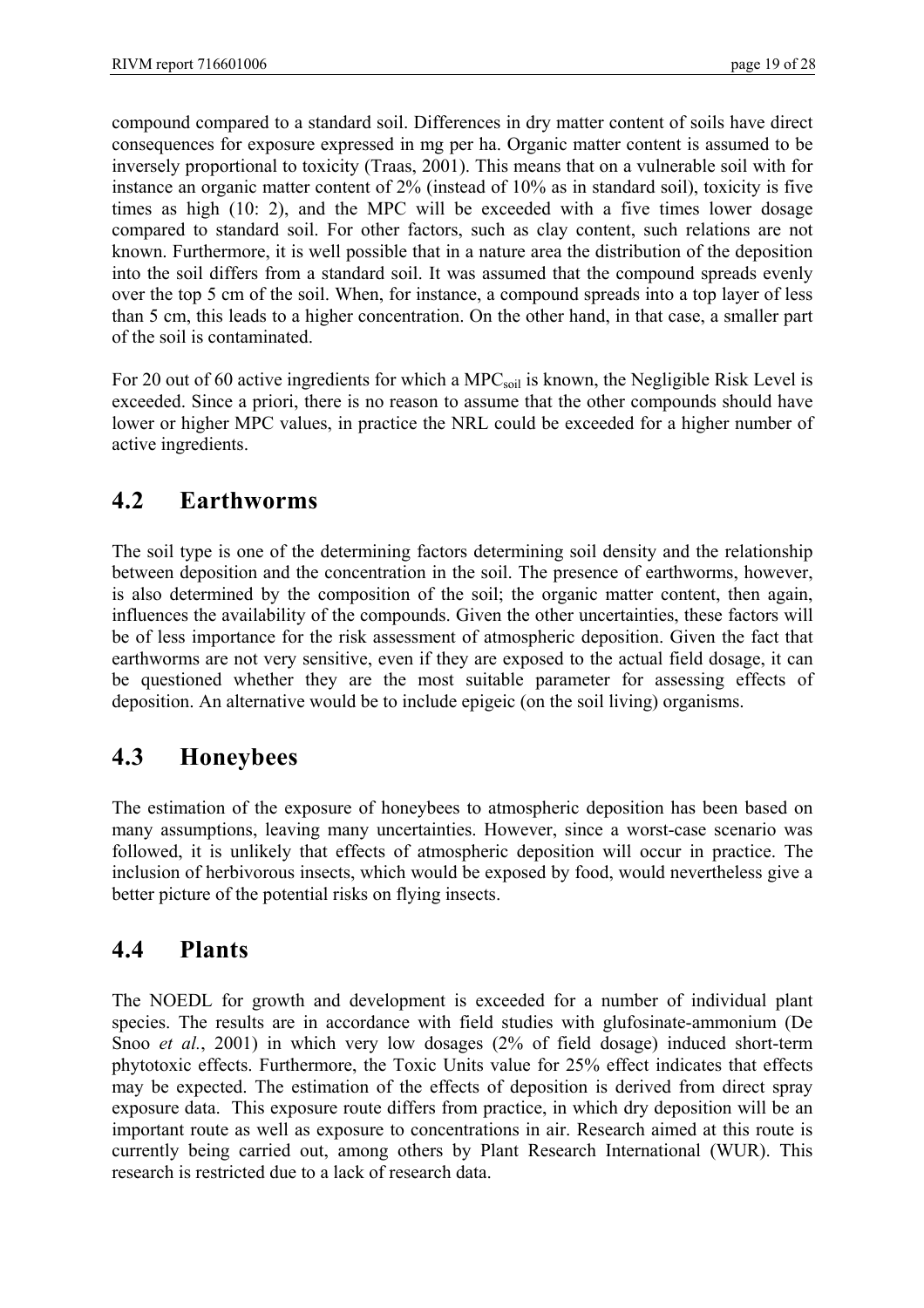compound compared to a standard soil. Differences in dry matter content of soils have direct consequences for exposure expressed in mg per ha. Organic matter content is assumed to be inversely proportional to toxicity (Traas, 2001). This means that on a vulnerable soil with for instance an organic matter content of 2% (instead of 10% as in standard soil), toxicity is five times as high (10: 2), and the MPC will be exceeded with a five times lower dosage compared to standard soil. For other factors, such as clay content, such relations are not known. Furthermore, it is well possible that in a nature area the distribution of the deposition into the soil differs from a standard soil. It was assumed that the compound spreads evenly over the top 5 cm of the soil. When, for instance, a compound spreads into a top layer of less than 5 cm, this leads to a higher concentration. On the other hand, in that case, a smaller part of the soil is contaminated.

For 20 out of 60 active ingredients for which a $MPC_{soil}$ is known, the Negligible Risk Level is exceeded. Since a priori, there is no reason to assume that the other compounds should have lower or higher MPC values, in practice the NRL could be exceeded for a higher number of active ingredients.

## 4.2 Earthworms

The soil type is one of the determining factors determining soil density and the relationship between deposition and the concentration in the soil. The presence of earthworms, however, is also determined by the composition of the soil; the organic matter content, then again, influences the availability of the compounds. Given the other uncertainties, these factors will be of less importance for the risk assessment of atmospheric deposition. Given the fact that earthworms are not very sensitive, even if they are exposed to the actual field dosage, it can be questioned whether they are the most suitable parameter for assessing effects of deposition. An alternative would be to include epigeic (on the soil living) organisms.

## 4.3 Honeybees

The estimation of the exposure of honeybees to atmospheric deposition has been based on many assumptions, leaving many uncertainties. However, since a worst-case scenario was followed, it is unlikely that effects of atmospheric deposition will occur in practice. The inclusion of herbivorous insects, which would be exposed by food, would nevertheless give a better picture of the potential risks on flying insects.

## 4.4 Plants

The NOEDL for growth and development is exceeded for a number of individual plant species. The results are in accordance with field studies with glufosinate-ammonium (De Snoo *et al.*, 2001) in which very low dosages (2% of field dosage) induced short-term phytotoxic effects. Furthermore, the Toxic Units value for 25% effect indicates that effects may be expected. The estimation of the effects of deposition is derived from direct spray exposure data. This exposure route differs from practice, in which dry deposition will be an important route as well as exposure to concentrations in air. Research aimed at this route is currently being carried out, among others by Plant Research International (WUR). This research is restricted due to a lack of research data.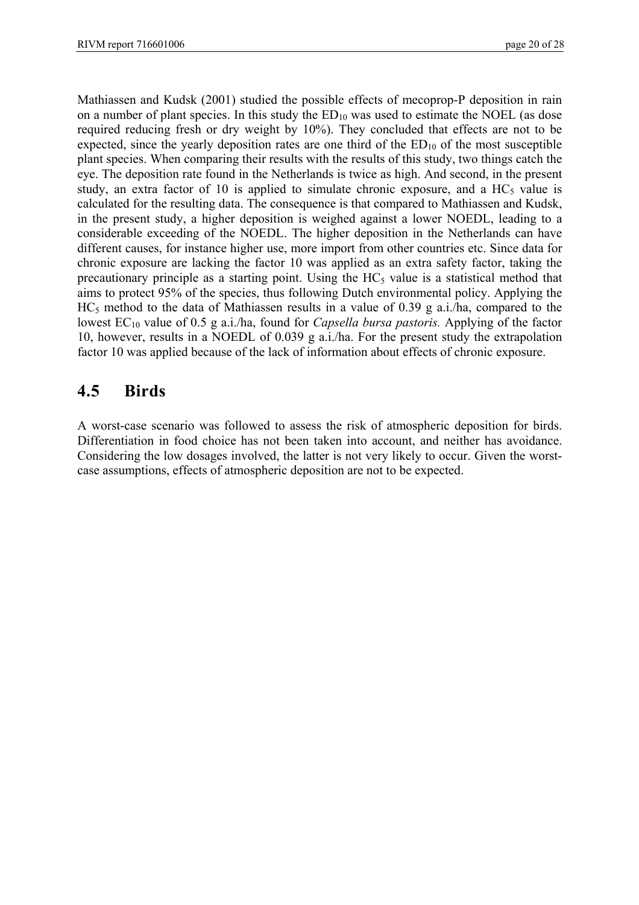Mathiassen and Kudsk (2001) studied the possible effects of mecoprop-P deposition in rain on a number of plant species. In this study the $ED_{10}$ was used to estimate the NOEL (as dose required reducing fresh or dry weight by 10%). They concluded that effects are not to be expected, since the yearly deposition rates are one third of the $ED_{10}$ of the most susceptible plant species. When comparing their results with the results of this study, two things catch the eye. The deposition rate found in the Netherlands is twice as high. And second, in the present study, an extra factor of 10 is applied to simulate chronic exposure, and a $HC_5$ value is calculated for the resulting data. The consequence is that compared to Mathiassen and Kudsk, in the present study, a higher deposition is weighed against a lower NOEDL, leading to a considerable exceeding of the NOEDL. The higher deposition in the Netherlands can have different causes, for instance higher use, more import from other countries etc. Since data for chronic exposure are lacking the factor 10 was applied as an extra safety factor, taking the precautionary principle as a starting point. Using the $HC_5$ value is a statistical method that aims to protect 95% of the species, thus following Dutch environmental policy. Applying the $HC_5$ method to the data of Mathiassen results in a value of 0.39 g a.i./ha, compared to the lowest $EC_{10}$ value of 0.5 g a.i./ha, found for *Capsella bursa pastoris.* Applying of the factor 10, however, results in a NOEDL of 0.039 g a.i./ha. For the present study the extrapolation factor 10 was applied because of the lack of information about effects of chronic exposure.

## 4.5 Birds

A worst-case scenario was followed to assess the risk of atmospheric deposition for birds. Differentiation in food choice has not been taken into account, and neither has avoidance. Considering the low dosages involved, the latter is not very likely to occur. Given the worst-case assumptions, effects of atmospheric deposition are not to be expected.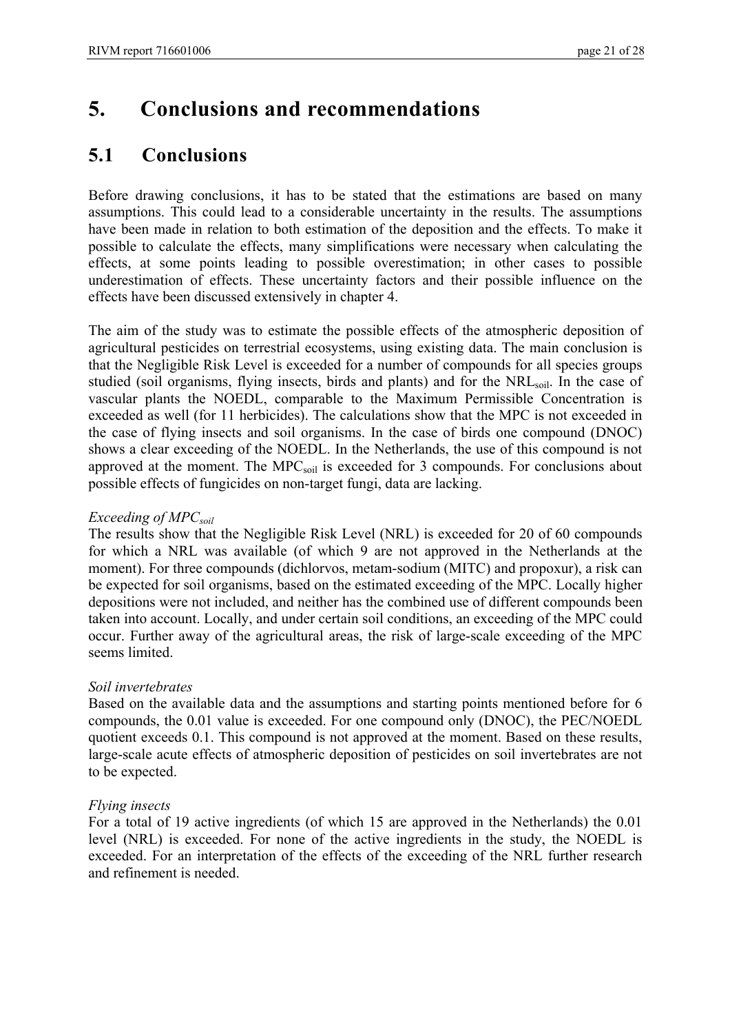# 5. Conclusions and recommendations

## 5.1 Conclusions

Before drawing conclusions, it has to be stated that the estimations are based on many assumptions. This could lead to a considerable uncertainty in the results. The assumptions have been made in relation to both estimation of the deposition and the effects. To make it possible to calculate the effects, many simplifications were necessary when calculating the effects, at some points leading to possible overestimation; in other cases to possible underestimation of effects. These uncertainty factors and their possible influence on the effects have been discussed extensively in chapter 4.

The aim of the study was to estimate the possible effects of the atmospheric deposition of agricultural pesticides on terrestrial ecosystems, using existing data. The main conclusion is that the Negligible Risk Level is exceeded for a number of compounds for all species groups studied (soil organisms, flying insects, birds and plants) and for the $NRL_{soil}$. In the case of vascular plants the NOEDL, comparable to the Maximum Permissible Concentration is exceeded as well (for 11 herbicides). The calculations show that the MPC is not exceeded in the case of flying insects and soil organisms. In the case of birds one compound (DNOC) shows a clear exceeding of the NOEDL. In the Netherlands, the use of this compound is not approved at the moment. The $MPC_{soil}$ is exceeded for 3 compounds. For conclusions about possible effects of fungicides on non-target fungi, data are lacking.

*Exceeding of $MPC_{soil}$*

The results show that the Negligible Risk Level (NRL) is exceeded for 20 of 60 compounds for which a NRL was available (of which 9 are not approved in the Netherlands at the moment). For three compounds (dichlorvos, metam-sodium (MITC) and propoxur), a risk can be expected for soil organisms, based on the estimated exceeding of the MPC. Locally higher depositions were not included, and neither has the combined use of different compounds been taken into account. Locally, and under certain soil conditions, an exceeding of the MPC could occur. Further away of the agricultural areas, the risk of large-scale exceeding of the MPC seems limited.

*Soil invertebrates*

Based on the available data and the assumptions and starting points mentioned before for 6 compounds, the 0.01 value is exceeded. For one compound only (DNOC), the PEC/NOEDL quotient exceeds 0.1. This compound is not approved at the moment. Based on these results, large-scale acute effects of atmospheric deposition of pesticides on soil invertebrates are not to be expected.

*Flying insects*

For a total of 19 active ingredients (of which 15 are approved in the Netherlands) the 0.01 level (NRL) is exceeded. For none of the active ingredients in the study, the NOEDL is exceeded. For an interpretation of the effects of the exceeding of the NRL further research and refinement is needed.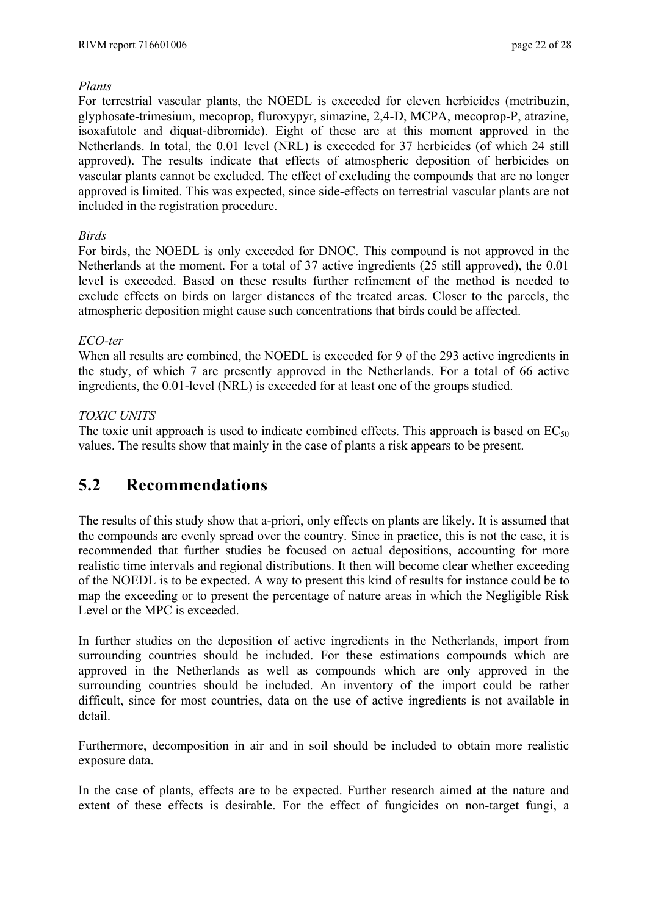*Plants*

For terrestrial vascular plants, the NOEDL is exceeded for eleven herbicides (metribuzin, glyphosate-trimesium, mecoprop, fluroxypyr, simazine, 2,4-D, MCPA, mecoprop-P, atrazine, isoxafutole and diquat-dibromide). Eight of these are at this moment approved in the Netherlands. In total, the 0.01 level (NRL) is exceeded for 37 herbicides (of which 24 still approved). The results indicate that effects of atmospheric deposition of herbicides on vascular plants cannot be excluded. The effect of excluding the compounds that are no longer approved is limited. This was expected, since side-effects on terrestrial vascular plants are not included in the registration procedure.

*Birds*

For birds, the NOEDL is only exceeded for DNOC. This compound is not approved in the Netherlands at the moment. For a total of 37 active ingredients (25 still approved), the 0.01 level is exceeded. Based on these results further refinement of the method is needed to exclude effects on birds on larger distances of the treated areas. Closer to the parcels, the atmospheric deposition might cause such concentrations that birds could be affected.

*ECO-ter*

When all results are combined, the NOEDL is exceeded for 9 of the 293 active ingredients in the study, of which 7 are presently approved in the Netherlands. For a total of 66 active ingredients, the 0.01-level (NRL) is exceeded for at least one of the groups studied.

*TOXIC UNITS*

The toxic unit approach is used to indicate combined effects. This approach is based on $EC_{50}$ values. The results show that mainly in the case of plants a risk appears to be present.

## 5.2 Recommendations

The results of this study show that a-priori, only effects on plants are likely. It is assumed that the compounds are evenly spread over the country. Since in practice, this is not the case, it is recommended that further studies be focused on actual depositions, accounting for more realistic time intervals and regional distributions. It then will become clear whether exceeding of the NOEDL is to be expected. A way to present this kind of results for instance could be to map the exceeding or to present the percentage of nature areas in which the Negligible Risk Level or the MPC is exceeded.

In further studies on the deposition of active ingredients in the Netherlands, import from surrounding countries should be included. For these estimations compounds which are approved in the Netherlands as well as compounds which are only approved in the surrounding countries should be included. An inventory of the import could be rather difficult, since for most countries, data on the use of active ingredients is not available in detail.

Furthermore, decomposition in air and in soil should be included to obtain more realistic exposure data.

In the case of plants, effects are to be expected. Further research aimed at the nature and extent of these effects is desirable. For the effect of fungicides on non-target fungi, a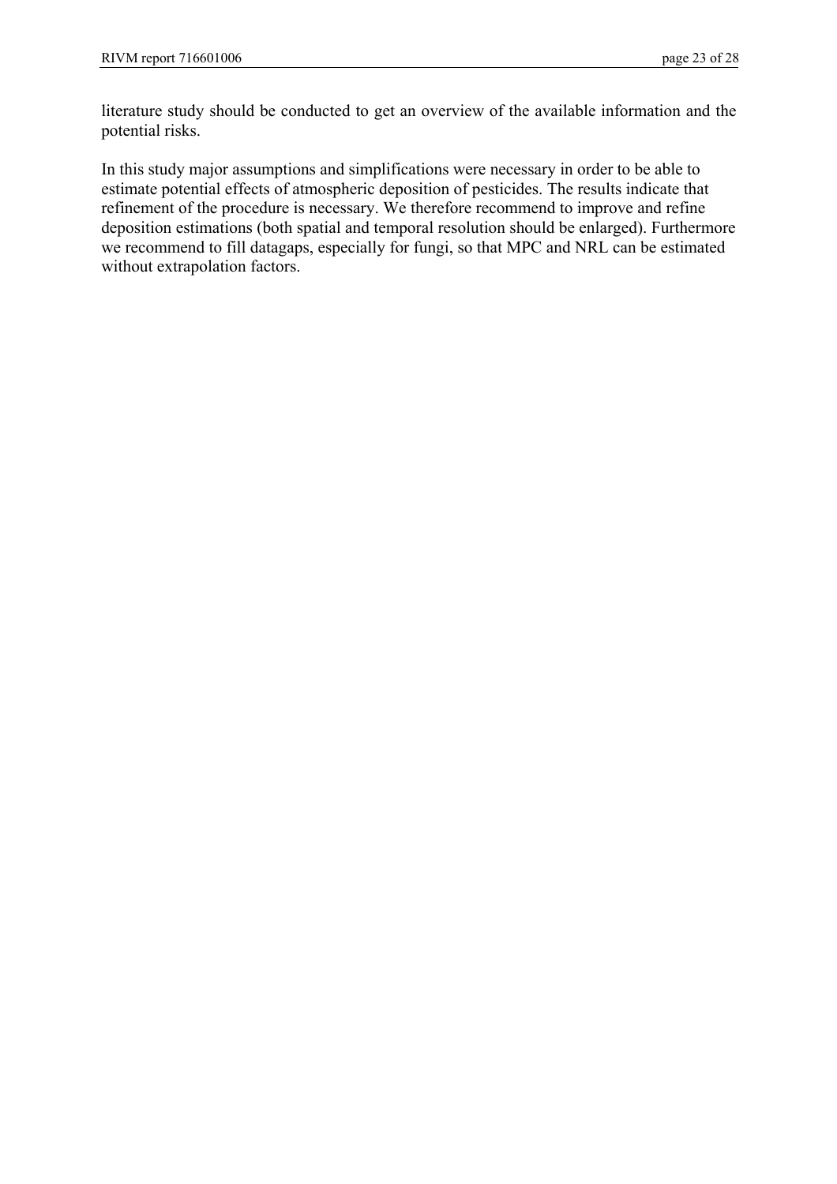literature study should be conducted to get an overview of the available information and the potential risks.

In this study major assumptions and simplifications were necessary in order to be able to estimate potential effects of atmospheric deposition of pesticides. The results indicate that refinement of the procedure is necessary. We therefore recommend to improve and refine deposition estimations (both spatial and temporal resolution should be enlarged). Furthermore we recommend to fill datagaps, especially for fungi, so that MPC and NRL can be estimated without extrapolation factors.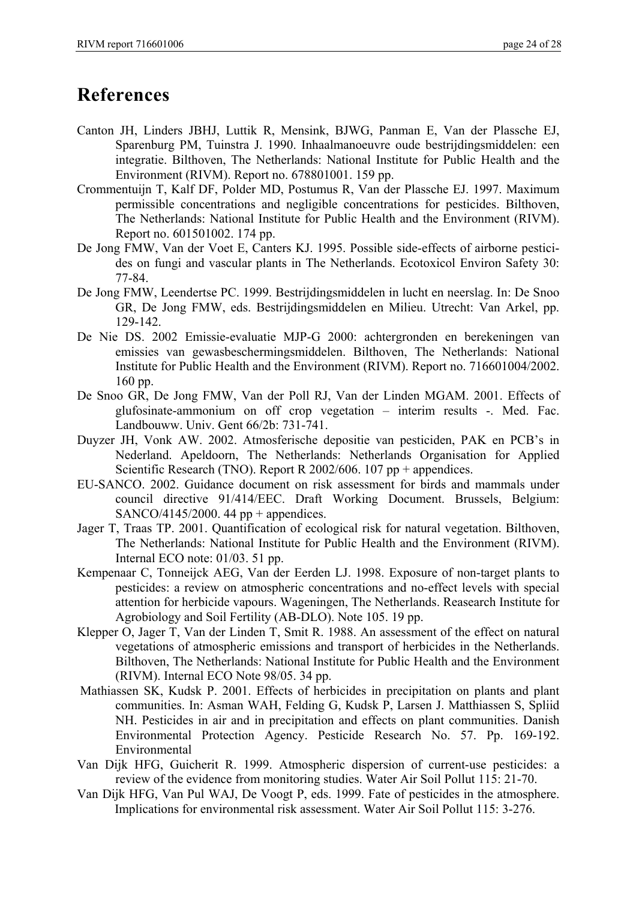# References

Canton JH, Linders JBHJ, Luttik R, Mensink, BJWG, Panman E, Van der Plassche EJ, Sparenburg PM, Tuinstra J. 1990. Inhaalmanoeuvre oude bestrijdingsmiddelen: een integratie. Bilthoven, The Netherlands: National Institute for Public Health and the Environment (RIVM). Report no. 678801001. 159 pp.

Crommentuijn T, Kalf DF, Polder MD, Postumus R, Van der Plassche EJ. 1997. Maximum permissible concentrations and negligible concentrations for pesticides. Bilthoven, The Netherlands: National Institute for Public Health and the Environment (RIVM). Report no. 601501002. 174 pp.

De Jong FMW, Van der Voet E, Canters KJ. 1995. Possible side-effects of airborne pesticides on fungi and vascular plants in The Netherlands. Ecotoxicol Environ Safety 30: 77-84.

De Jong FMW, Leendertse PC. 1999. Bestrijdingsmiddelen in lucht en neerslag. In: De Snoo GR, De Jong FMW, eds. Bestrijdingsmiddelen en Milieu. Utrecht: Van Arkel, pp. 129-142.

De Nie DS. 2002 Emissie-evaluatie MJP-G 2000: achtergronden en berekeningen van emissies van gewasbeschermingsmiddelen. Bilthoven, The Netherlands: National Institute for Public Health and the Environment (RIVM). Report no. 716601004/2002. 160 pp.

De Snoo GR, De Jong FMW, Van der Poll RJ, Van der Linden MGAM. 2001. Effects of glufosinate-ammonium on off crop vegetation – interim results -. Med. Fac. Landbouww. Univ. Gent 66/2b: 731-741.

Duyzer JH, Vonk AW. 2002. Atmosferische depositie van pesticiden, PAK en PCB's in Nederland. Apeldoorn, The Netherlands: Netherlands Organisation for Applied Scientific Research (TNO). Report R 2002/606. 107 pp + appendices.

EU-SANCO. 2002. Guidance document on risk assessment for birds and mammals under council directive 91/414/EEC. Draft Working Document. Brussels, Belgium: SANCO/4145/2000. 44 pp + appendices.

Jager T, Traas TP. 2001. Quantification of ecological risk for natural vegetation. Bilthoven, The Netherlands: National Institute for Public Health and the Environment (RIVM). Internal ECO note: 01/03. 51 pp.

Kempenaar C, Tonneijck AEG, Van der Eerden LJ. 1998. Exposure of non-target plants to pesticides: a review on atmospheric concentrations and no-effect levels with special attention for herbicide vapours. Wageningen, The Netherlands. Reasearch Institute for Agrobiology and Soil Fertility (AB-DLO). Note 105. 19 pp.

Klepper O, Jager T, Van der Linden T, Smit R. 1988. An assessment of the effect on natural vegetations of atmospheric emissions and transport of herbicides in the Netherlands. Bilthoven, The Netherlands: National Institute for Public Health and the Environment (RIVM). Internal ECO Note 98/05. 34 pp.

Mathiassen SK, Kudsk P. 2001. Effects of herbicides in precipitation on plants and plant communities. In: Asman WAH, Felding G, Kudsk P, Larsen J. Matthiassen S, Spliid NH. Pesticides in air and in precipitation and effects on plant communities. Danish Environmental Protection Agency. Pesticide Research No. 57. Pp. 169-192. Environmental

Van Dijk HFG, Guicherit R. 1999. Atmospheric dispersion of current-use pesticides: a review of the evidence from monitoring studies. Water Air Soil Pollut 115: 21-70.

Van Dijk HFG, Van Pul WAJ, De Voogt P, eds. 1999. Fate of pesticides in the atmosphere. Implications for environmental risk assessment. Water Air Soil Pollut 115: 3-276.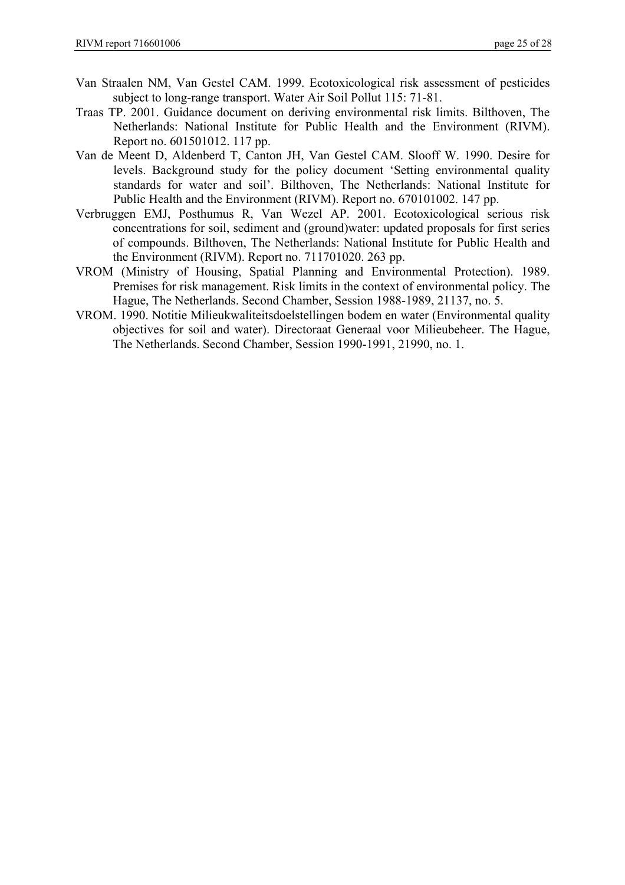Van Straalen NM, Van Gestel CAM. 1999. Ecotoxicological risk assessment of pesticides subject to long-range transport. Water Air Soil Pollut 115: 71-81.

Traas TP. 2001. Guidance document on deriving environmental risk limits. Bilthoven, The Netherlands: National Institute for Public Health and the Environment (RIVM). Report no. 601501012. 117 pp.

Van de Meent D, Aldenberd T, Canton JH, Van Gestel CAM. Slooff W. 1990. Desire for levels. Background study for the policy document 'Setting environmental quality standards for water and soil'. Bilthoven, The Netherlands: National Institute for Public Health and the Environment (RIVM). Report no. 670101002. 147 pp.

Verbruggen EMJ, Posthumus R, Van Wezel AP. 2001. Ecotoxicological serious risk concentrations for soil, sediment and (ground)water: updated proposals for first series of compounds. Bilthoven, The Netherlands: National Institute for Public Health and the Environment (RIVM). Report no. 711701020. 263 pp.

VROM (Ministry of Housing, Spatial Planning and Environmental Protection). 1989. Premises for risk management. Risk limits in the context of environmental policy. The Hague, The Netherlands. Second Chamber, Session 1988-1989, 21137, no. 5.

VROM. 1990. Notitie Milieukwaliteitsdoelstellingen bodem en water (Environmental quality objectives for soil and water). Directoraat Generaal voor Milieubeheer. The Hague, The Netherlands. Second Chamber, Session 1990-1991, 21990, no. 1.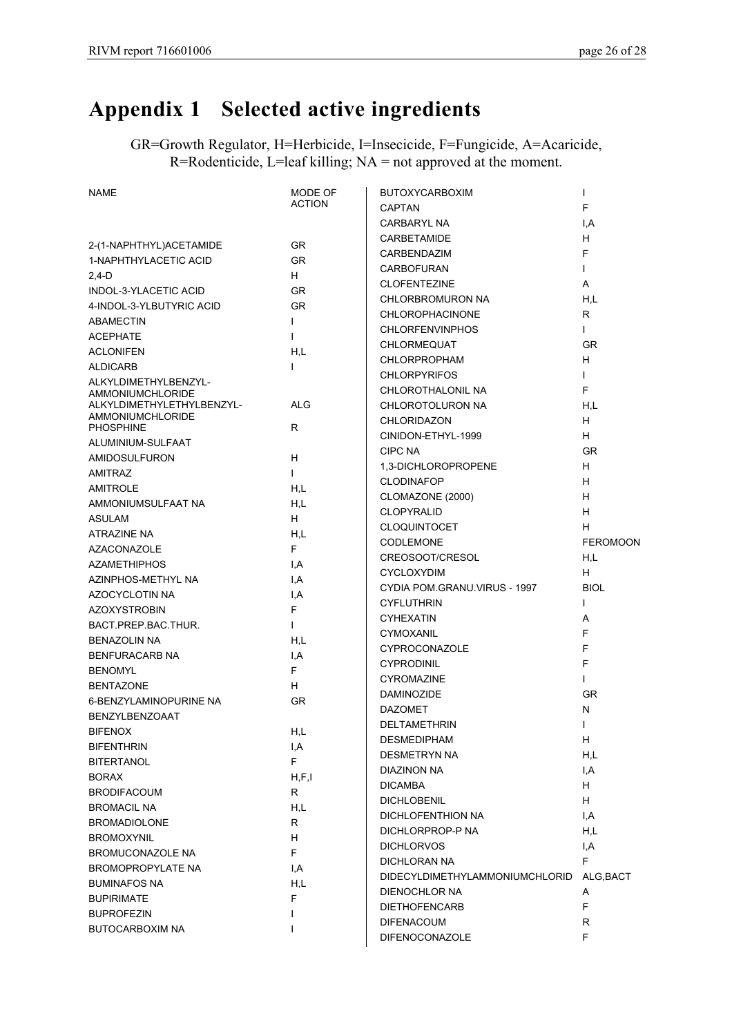# Appendix 1 Selected active ingredients

GR=Growth Regulator, H=Herbicide, I=Insecicide, F=Fungicide, A=Acaricide, R=Rodenticide, L=leaf killing; NA = not approved at the moment.

| NAME | MODE OF ACTION |
|---|---|
| 2-(1-NAPHTHYL)ACETAMIDE | GR |
| 1-NAPHTHYLACETIC ACID | GR |
| 2,4-D | H |
| INDOL-3-YLACETIC ACID | GR |
| 4-INDOL-3-YLBUTYRIC ACID | GR |
| ABAMECTIN | I |
| ACEPHATE | I |
| ACLONIFEN | H,L |
| ALDICARB | I |
| ALKYLDIMETHYLBENZYL-AMMONIUMCHLORIDE | |
| ALKYLDIMETHYLETHYLBENZYL-AMMONIUMCHLORIDE | ALG |
| PHOSPHINE | R |
| ALUMINIUM-SULFAAT | |
| AMIDOSULFURON | H |
| AMITRAZ | I |
| AMITROLE | H,L |
| AMMONIUMSULFAAT NA | H,L |
| ASULAM | H |
| ATRAZINE NA | H,L |
| AZACONAZOLE | F |
| AZAMETHIPHOS | I,A |
| AZINPHOS-METHYL NA | I,A |
| AZOCYCLOTIN NA | I,A |
| AZOXYSTROBIN | F |
| BACT.PREP.BAC.THUR. | I |
| BENAZOLIN NA | H,L |
| BENFURACARB NA | I,A |
| BENOMYL | F |
| BENTAZONE | H |
| 6-BENZYLAMINOPURINE NA | GR |
| BENZYLBENZOAAT | |
| BIFENOX | H,L |
| BIFENTHRIN | I,A |
| BITERTANOL | F |
| BORAX | H,F,I |
| BRODIFACOUM | R |
| BROMACIL NA | H,L |
| BROMADIOLONE | R |
| BROMOXYNIL | H |
| BROMUCONAZOLE NA | F |
| BROMOPROPYLATE NA | I,A |
| BUMINAFOS NA | H,L |
| BUPIRIMATE | F |
| BUPROFEZIN | I |
| BUTOCARBOXIM NA | I |
| BUTOXYCARBOXIM | I |
| CAPTAN | F |
| CARBARYL NA | I,A |
| CARBETAMIDE | H |
| CARBENDAZIM | F |
| CARBOFURAN | I |
| CLOFENTEZINE | A |
| CHLORBROMURON NA | H,L |
| CHLOROPHACINONE | R |
| CHLORFENVINPHOS | I |
| CHLORMEQUAT | GR |
| CHLORPROPHAM | H |
| CHLORPYRIFOS | I |
| CHLOROTHALONIL NA | F |
| CHLOROTOLURON NA | H,L |
| CHLORIDAZON | H |
| CINIDON-ETHYL-1999 | H |
| CIPC NA | GR |
| 1,3-DICHLOROPROPENE | H |
| CLODINAFOP | H |
| CLOMAZONE (2000) | H |
| CLOPYRALID | H |
| CLOQUINTOCET | H |
| CODLEMONE | FEROMOON |
| CREOSOOT/CRESOL | H,L |
| CYCLOXYDIM | H |
| CYDIA POM.GRANU.VIRUS - 1997 | BIOL |
| CYFLUTHRIN | I |
| CYHEXATIN | A |
| CYMOXANIL | F |
| CYPROCONAZOLE | F |
| CYPRODINIL | F |
| CYROMAZINE | I |
| DAMINOZIDE | GR |
| DAZOMET | N |
| DELTAMETHRIN | I |
| DESMEDIPHAM | H |
| DESMETRYN NA | H,L |
| DIAZINON NA | I,A |
| DICAMBA | H |
| DICHLOBENIL | H |
| DICHLOFENTHION NA | I,A |
| DICHLORPROP-P NA | H,L |
| DICHLORVOS | I,A |
| DICHLORAN NA | F |
| DIDECYLDIMETHYLAMMONIUMCHLORID | ALG,BACT |
| DIENOCHLOR NA | A |
| DIETHOFENCARB | F |
| DIFENACOUM | R |
| DIFENOCONAZOLE | F |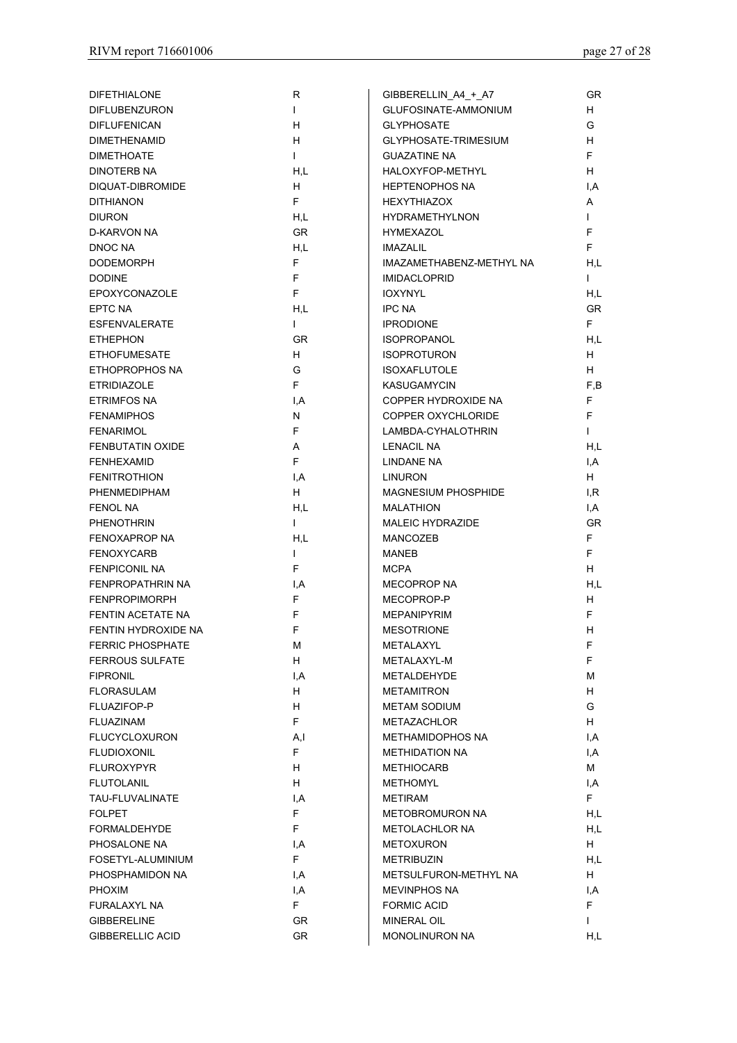| | | | |
|---|---|---|---|
| DIFETHIALONE | R | GIBBERELLIN_A4_+_A7 | GR |
| DIFLUBENZURON | I | GLUFOSINATE-AMMONIUM | H |
| DIFLUFENICAN | H | GLYPHOSATE | G |
| DIMETHENAMID | H | GLYPHOSATE-TRIMESIUM | H |
| DIMETHOATE | I | GUAZATINE NA | F |
| DINOTERB NA | H,L | HALOXYFOP-METHYL | H |
| DIQUAT-DIBROMIDE | H | HEPTENOPHOS NA | I,A |
| DITHIANON | F | HEXYTHIAZOX | A |
| DIURON | H,L | HYDRAMETHYLNON | I |
| D-KARVON NA | GR | HYMEXAZOL | F |
| DNOC NA | H,L | IMAZALIL | F |
| DODEMORPH | F | IMAZAMETHABENZ-METHYL NA | H,L |
| DODINE | F | IMIDACLOPRID | I |
| EPOXYCONAZOLE | F | IOXYNYL | H,L |
| EPTC NA | H,L | IPC NA | GR |
| ESFENVALERATE | I | IPRODIONE | F |
| ETHEPHON | GR | ISOPROPANOL | H,L |
| ETHOFUMESATE | H | ISOPROTURON | H |
| ETHOPROPHOS NA | G | ISOXAFLUTOLE | H |
| ETRIDIAZOLE | F | KASUGAMYCIN | F,B |
| ETRIMFOS NA | I,A | COPPER HYDROXIDE NA | F |
| FENAMIPHOS | N | COPPER OXYCHLORIDE | F |
| FENARIMOL | F | LAMBDA-CYHALOTHRIN | I |
| FENBUTATIN OXIDE | A | LENACIL NA | H,L |
| FENHEXAMID | F | LINDANE NA | I,A |
| FENITROTHION | I,A | LINURON | H |
| PHENMEDIPHAM | H | MAGNESIUM PHOSPHIDE | I,R |
| FENOL NA | H,L | MALATHION | I,A |
| PHENOTHRIN | I | MALEIC HYDRAZIDE | GR |
| FENOXAPROP NA | H,L | MANCOZEB | F |
| FENOXYCARB | I | MANEB | F |
| FENPICONIL NA | F | MCPA | H |
| FENPROPATHRIN NA | I,A | MECOPROP NA | H,L |
| FENPROPIMORPH | F | MECOPROP-P | H |
| FENTIN ACETATE NA | F | MEPANIPYRIM | F |
| FENTIN HYDROXIDE NA | F | MESOTRIONE | H |
| FERRIC PHOSPHATE | M | METALAXYL | F |
| FERROUS SULFATE | H | METALAXYL-M | F |
| FIPRONIL | I,A | METALDEHYDE | M |
| FLORASULAM | H | METAMITRON | H |
| FLUAZIFOP-P | H | METAM SODIUM | G |
| FLUAZINAM | F | METAZACHLOR | H |
| FLUCYCLOXURON | A,I | METHAMIDOPHOS NA | I,A |
| FLUDIOXONIL | F | METHIDATION NA | I,A |
| FLUROXYPYR | H | METHIOCARB | M |
| FLUTOLANIL | H | METHOMYL | I,A |
| TAU-FLUVALINATE | I,A | METIRAM | F |
| FOLPET | F | METOBROMURON NA | H,L |
| FORMALDEHYDE | F | METOLACHLOR NA | H,L |
| PHOSALONE NA | I,A | METOXURON | H |
| FOSETYL-ALUMINIUM | F | METRIBUZIN | H,L |
| PHOSPHAMIDON NA | I,A | METSULFURON-METHYL NA | H |
| PHOXIM | I,A | MEVINPHOS NA | I,A |
| FURALAXYL NA | F | FORMIC ACID | F |
| GIBBERELINE | GR | MINERAL OIL | I |
| GIBBERELLIC ACID | GR | MONOLINURON NA | H,L |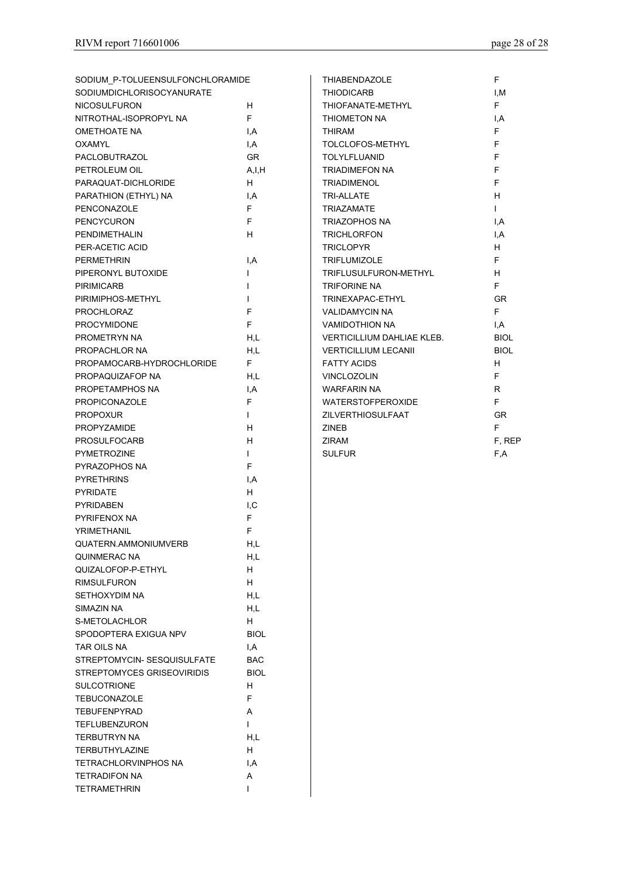| | |
|---|---|
| SODIUM_P-TOLUEENSULFONCHLORAMIDE | |
| SODIUMDICHLORISOCYANURATE | |
| NICOSULFURON | H |
| NITROTHAL-ISOPROPYL NA | F |
| OMETHOATE NA | I,A |
| OXAMYL | I,A |
| PACLOBUTRAZOL | GR |
| PETROLEUM OIL | A,I,H |
| PARAQUAT-DICHLORIDE | H |
| PARATHION (ETHYL) NA | I,A |
| PENCONAZOLE | F |
| PENCYCURON | F |
| PENDIMETHALIN | H |
| PER-ACETIC ACID | |
| PERMETHRIN | I,A |
| PIPERONYL BUTOXIDE | I |
| PIRIMICARB | I |
| PIRIMIPHOS-METHYL | I |
| PROCHLORAZ | F |
| PROCYMIDONE | F |
| PROMETRYN NA | H,L |
| PROPACHLOR NA | H,L |
| PROPAMOCARB-HYDROCHLORIDE | F |
| PROPAQUIZAFOP NA | H,L |
| PROPETAMPHOS NA | I,A |
| PROPICONAZOLE | F |
| PROPOXUR | I |
| PROPYZAMIDE | H |
| PROSULFOCARB | H |
| PYMETROZINE | I |
| PYRAZOPHOS NA | F |
| PYRETHRINS | I,A |
| PYRIDATE | H |
| PYRIDABEN | I,C |
| PYRIFENOX NA | F |
| YRIMETHANIL | F |
| QUATERN.AMMONIUMVERB | H,L |
| QUINMERAC NA | H,L |
| QUIZALOFOP-P-ETHYL | H |
| RIMSULFURON | H |
| SETHOXYDIM NA | H,L |
| SIMAZIN NA | H,L |
| S-METOLACHLOR | H |
| SPODOPTERA EXIGUA NPV | BIOL |
| TAR OILS NA | I,A |
| STREPTOMYCIN- SESQUISULFATE | BAC |
| STREPTOMYCES GRISEOVIRIDIS | BIOL |
| SULCOTRIONE | H |
| TEBUCONAZOLE | F |
| TEBUFENPYRAD | A |
| TEFLUBENZURON | I |
| TERBUTRYN NA | H,L |
| TERBUTHYLAZINE | H |
| TETRACHLORVINPHOS NA | I,A |
| TETRADIFON NA | A |
| TETRAMETHRIN | I |
| THIABENDAZOLE | F |
| THIODICARB | I,M |
| THIOFANATE-METHYL | F |
| THIOMETON NA | I,A |
| THIRAM | F |
| TOLCLOFOS-METHYL | F |
| TOLYLFLUANID | F |
| TRIADIMEFON NA | F |
| TRIADIMENOL | F |
| TRI-ALLATE | H |
| TRIAZAMATE | I |
| TRIAZOPHOS NA | I,A |
| TRICHLORFON | I,A |
| TRICLOPYR | H |
| TRIFLUMIZOLE | F |
| TRIFLUSULFURON-METHYL | H |
| TRIFORINE NA | F |
| TRINEXAPAC-ETHYL | GR |
| VALIDAMYCIN NA | F |
| VAMIDOTHION NA | I,A |
| VERTICILLIUM DAHLIAE KLEB. | BIOL |
| VERTICILLIUM LECANII | BIOL |
| FATTY ACIDS | H |
| VINCLOZOLIN | F |
| WARFARIN NA | R |
| WATERSTOFPEROXIDE | F |
| ZILVERTHIOSULFAAT | GR |
| ZINEB | F |
| ZIRAM | F, REP |
| SULFUR | F,A |